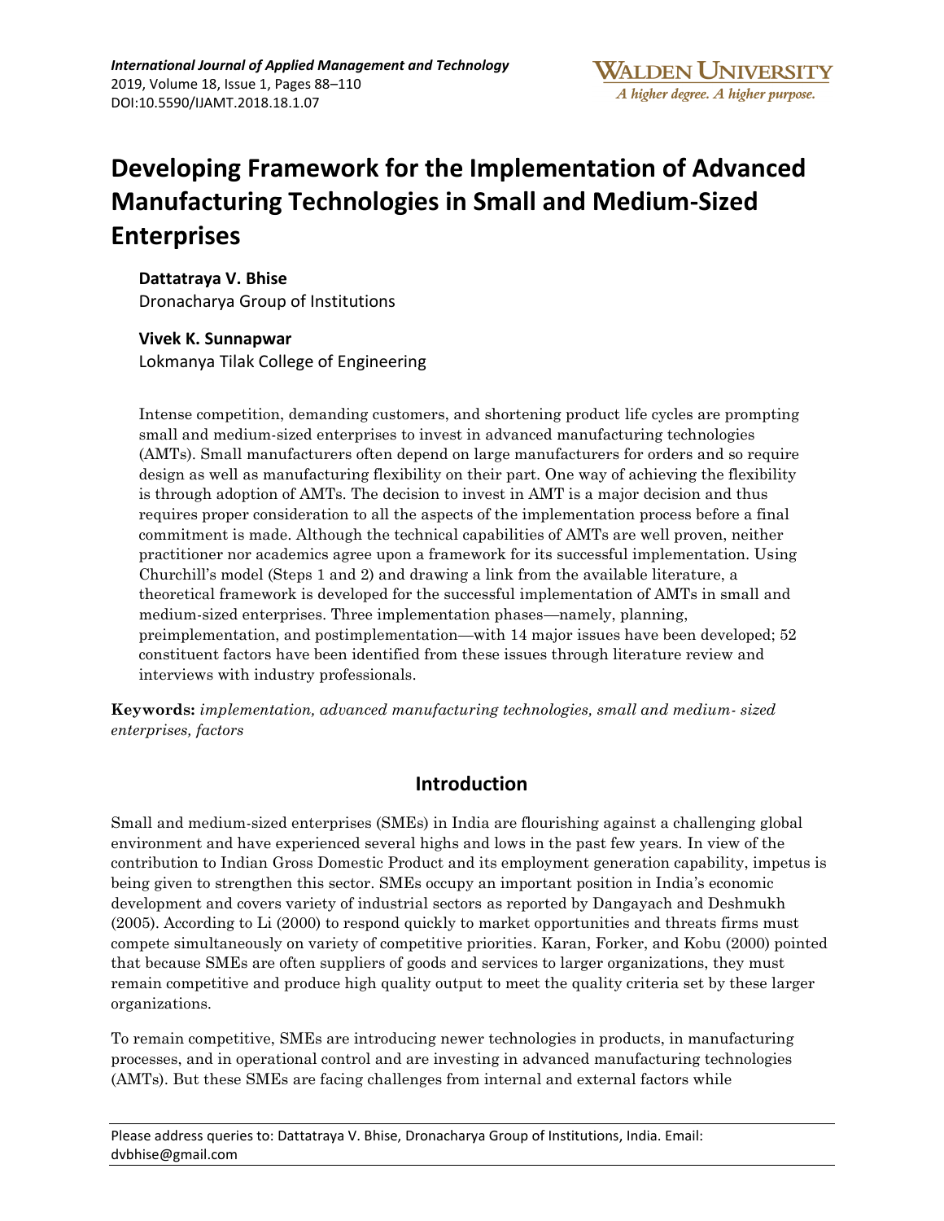# Developing Framework for the Implementation of Advanced Manufacturing Technologies in Small and Medium-Sized Enterprises

**Dattatraya V. Bhise**
Dronacharya Group of Institutions

**Vivek K. Sunnapwar**
Lokmanya Tilak College of Engineering

Intense competition, demanding customers, and shortening product life cycles are prompting small and medium-sized enterprises to invest in advanced manufacturing technologies (AMTs). Small manufacturers often depend on large manufacturers for orders and so require design as well as manufacturing flexibility on their part. One way of achieving the flexibility is through adoption of AMTs. The decision to invest in AMT is a major decision and thus requires proper consideration to all the aspects of the implementation process before a final commitment is made. Although the technical capabilities of AMTs are well proven, neither practitioner nor academics agree upon a framework for its successful implementation. Using Churchill's model (Steps 1 and 2) and drawing a link from the available literature, a theoretical framework is developed for the successful implementation of AMTs in small and medium-sized enterprises. Three implementation phases—namely, planning, preimplementation, and postimplementation—with 14 major issues have been developed; 52 constituent factors have been identified from these issues through literature review and interviews with industry professionals.

**Keywords:** *implementation, advanced manufacturing technologies, small and medium- sized enterprises, factors*

## Introduction

Small and medium-sized enterprises (SMEs) in India are flourishing against a challenging global environment and have experienced several highs and lows in the past few years. In view of the contribution to Indian Gross Domestic Product and its employment generation capability, impetus is being given to strengthen this sector. SMEs occupy an important position in India's economic development and covers variety of industrial sectors as reported by Dangayach and Deshmukh (2005). According to Li (2000) to respond quickly to market opportunities and threats firms must compete simultaneously on variety of competitive priorities. Karan, Forker, and Kobu (2000) pointed that because SMEs are often suppliers of goods and services to larger organizations, they must remain competitive and produce high quality output to meet the quality criteria set by these larger organizations.

To remain competitive, SMEs are introducing newer technologies in products, in manufacturing processes, and in operational control and are investing in advanced manufacturing technologies (AMTs). But these SMEs are facing challenges from internal and external factors while

Please address queries to: Dattatraya V. Bhise, Dronacharya Group of Institutions, India. Email: dvbhise@gmail.com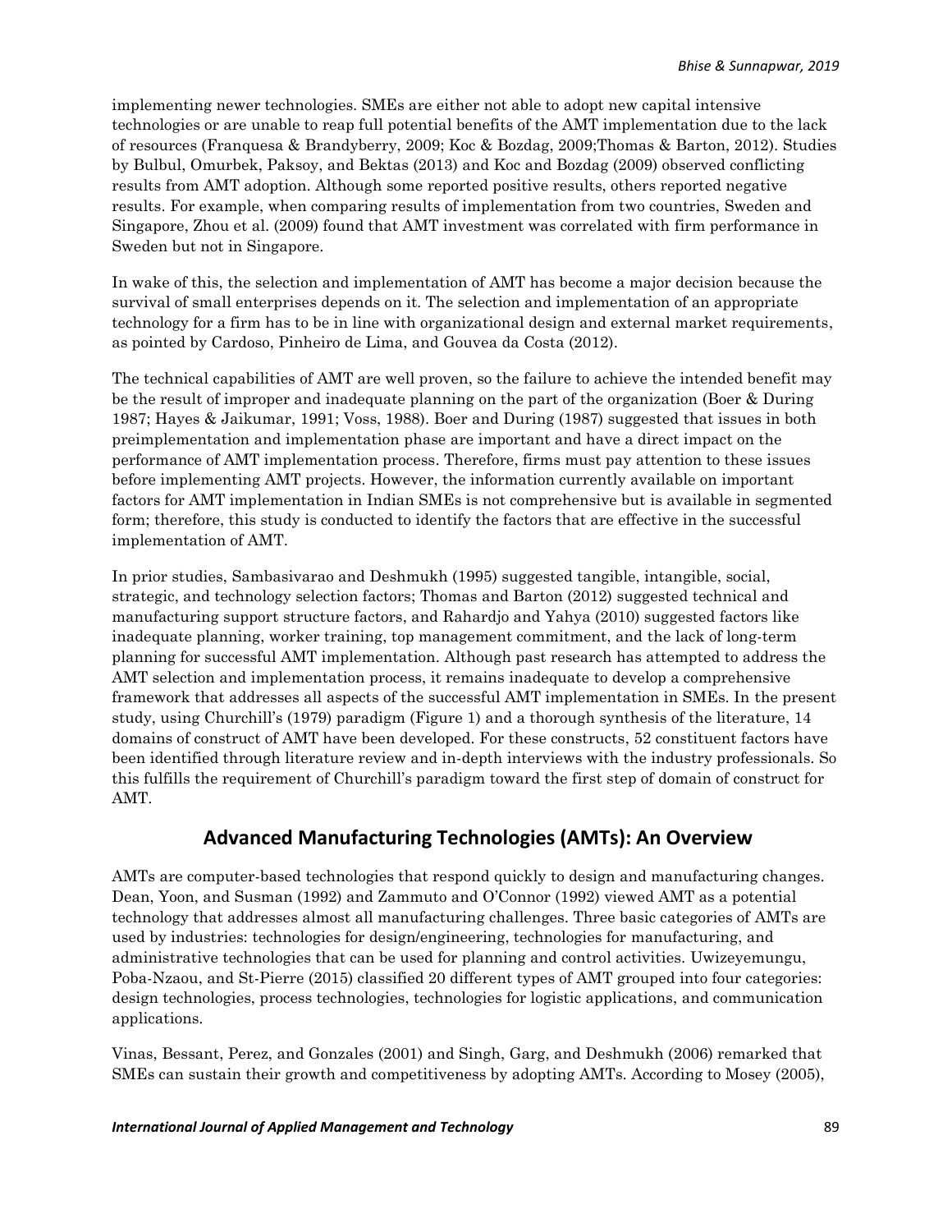implementing newer technologies. SMEs are either not able to adopt new capital intensive technologies or are unable to reap full potential benefits of the AMT implementation due to the lack of resources (Franquesa & Brandyberry, 2009; Koc & Bozdag, 2009;Thomas & Barton, 2012). Studies by Bulbul, Omurbek, Paksoy, and Bektas (2013) and Koc and Bozdag (2009) observed conflicting results from AMT adoption. Although some reported positive results, others reported negative results. For example, when comparing results of implementation from two countries, Sweden and Singapore, Zhou et al. (2009) found that AMT investment was correlated with firm performance in Sweden but not in Singapore.

In wake of this, the selection and implementation of AMT has become a major decision because the survival of small enterprises depends on it. The selection and implementation of an appropriate technology for a firm has to be in line with organizational design and external market requirements, as pointed by Cardoso, Pinheiro de Lima, and Gouvea da Costa (2012).

The technical capabilities of AMT are well proven, so the failure to achieve the intended benefit may be the result of improper and inadequate planning on the part of the organization (Boer & During 1987; Hayes & Jaikumar, 1991; Voss, 1988). Boer and During (1987) suggested that issues in both preimplementation and implementation phase are important and have a direct impact on the performance of AMT implementation process. Therefore, firms must pay attention to these issues before implementing AMT projects. However, the information currently available on important factors for AMT implementation in Indian SMEs is not comprehensive but is available in segmented form; therefore, this study is conducted to identify the factors that are effective in the successful implementation of AMT.

In prior studies, Sambasivarao and Deshmukh (1995) suggested tangible, intangible, social, strategic, and technology selection factors; Thomas and Barton (2012) suggested technical and manufacturing support structure factors, and Rahardjo and Yahya (2010) suggested factors like inadequate planning, worker training, top management commitment, and the lack of long-term planning for successful AMT implementation. Although past research has attempted to address the AMT selection and implementation process, it remains inadequate to develop a comprehensive framework that addresses all aspects of the successful AMT implementation in SMEs. In the present study, using Churchill's (1979) paradigm (Figure 1) and a thorough synthesis of the literature, 14 domains of construct of AMT have been developed. For these constructs, 52 constituent factors have been identified through literature review and in-depth interviews with the industry professionals. So this fulfills the requirement of Churchill's paradigm toward the first step of domain of construct for AMT.

## Advanced Manufacturing Technologies (AMTs): An Overview

AMTs are computer-based technologies that respond quickly to design and manufacturing changes. Dean, Yoon, and Susman (1992) and Zammuto and O'Connor (1992) viewed AMT as a potential technology that addresses almost all manufacturing challenges. Three basic categories of AMTs are used by industries: technologies for design/engineering, technologies for manufacturing, and administrative technologies that can be used for planning and control activities. Uwizeyemungu, Poba-Nzaou, and St-Pierre (2015) classified 20 different types of AMT grouped into four categories: design technologies, process technologies, technologies for logistic applications, and communication applications.

Vinas, Bessant, Perez, and Gonzales (2001) and Singh, Garg, and Deshmukh (2006) remarked that SMEs can sustain their growth and competitiveness by adopting AMTs. According to Mosey (2005),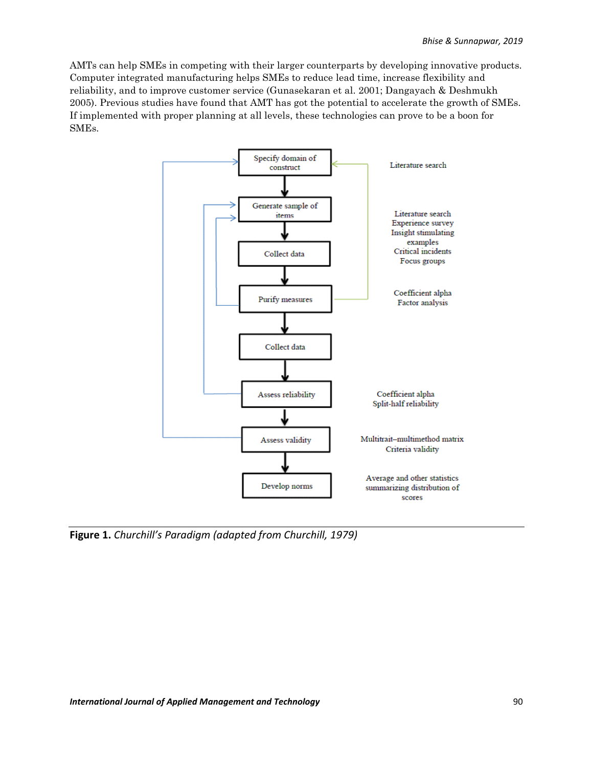AMTs can help SMEs in competing with their larger counterparts by developing innovative products. Computer integrated manufacturing helps SMEs to reduce lead time, increase flexibility and reliability, and to improve customer service (Gunasekaran et al. 2001; Dangayach & Deshmukh 2005). Previous studies have found that AMT has got the potential to accelerate the growth of SMEs. If implemented with proper planning at all levels, these technologies can prove to be a boon for SMEs.

Specify domain of construct — Literature search

Generate sample of items — Literature search, Experience survey, Insight stimulating examples, Critical incidents, Focus groups

Collect data

Purify measures — Coefficient alpha, Factor analysis

Collect data

Assess reliability — Coefficient alpha, Split-half reliability

Assess validity — Multitrait–multimethod matrix, Criteria validity

Develop norms — Average and other statistics summarizing distribution of scores

**Figure 1.** *Churchill's Paradigm (adapted from Churchill, 1979)*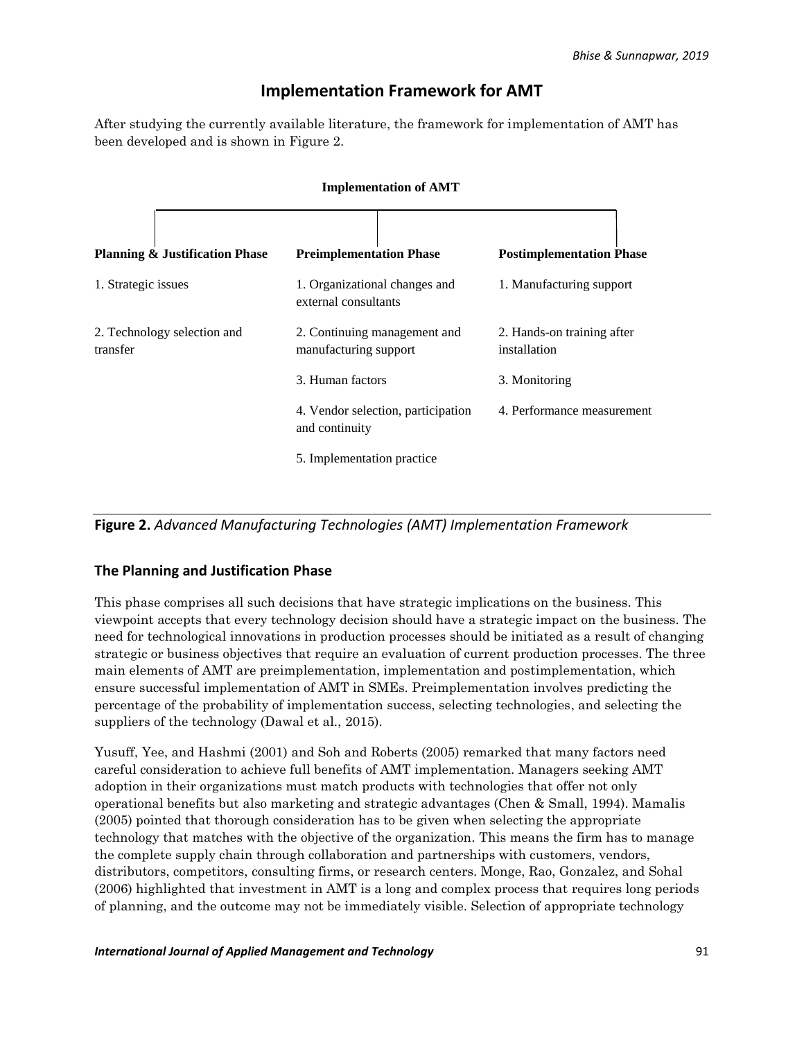## Implementation Framework for AMT

After studying the currently available literature, the framework for implementation of AMT has been developed and is shown in Figure 2.

**Implementation of AMT**

| Planning & Justification Phase | Preimplementation Phase | Postimplementation Phase |
|---|---|---|
| 1. Strategic issues | 1. Organizational changes and external consultants | 1. Manufacturing support |
| 2. Technology selection and transfer | 2. Continuing management and manufacturing support | 2. Hands-on training after installation |
| | 3. Human factors | 3. Monitoring |
| | 4. Vendor selection, participation and continuity | 4. Performance measurement |
| | 5. Implementation practice | |

**Figure 2.** *Advanced Manufacturing Technologies (AMT) Implementation Framework*

### The Planning and Justification Phase

This phase comprises all such decisions that have strategic implications on the business. This viewpoint accepts that every technology decision should have a strategic impact on the business. The need for technological innovations in production processes should be initiated as a result of changing strategic or business objectives that require an evaluation of current production processes. The three main elements of AMT are preimplementation, implementation and postimplementation, which ensure successful implementation of AMT in SMEs. Preimplementation involves predicting the percentage of the probability of implementation success, selecting technologies, and selecting the suppliers of the technology (Dawal et al., 2015).

Yusuff, Yee, and Hashmi (2001) and Soh and Roberts (2005) remarked that many factors need careful consideration to achieve full benefits of AMT implementation. Managers seeking AMT adoption in their organizations must match products with technologies that offer not only operational benefits but also marketing and strategic advantages (Chen & Small, 1994). Mamalis (2005) pointed that thorough consideration has to be given when selecting the appropriate technology that matches with the objective of the organization. This means the firm has to manage the complete supply chain through collaboration and partnerships with customers, vendors, distributors, competitors, consulting firms, or research centers. Monge, Rao, Gonzalez, and Sohal (2006) highlighted that investment in AMT is a long and complex process that requires long periods of planning, and the outcome may not be immediately visible. Selection of appropriate technology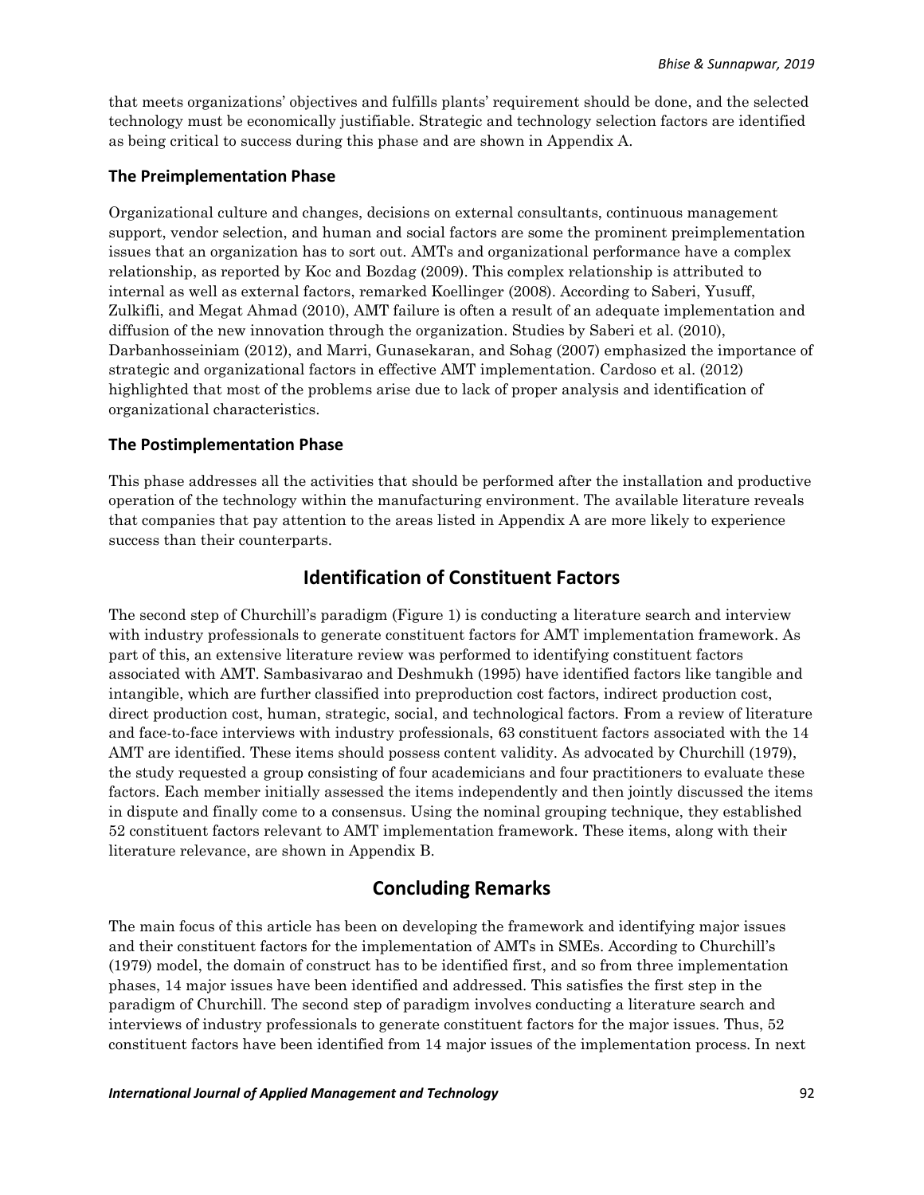that meets organizations' objectives and fulfills plants' requirement should be done, and the selected technology must be economically justifiable. Strategic and technology selection factors are identified as being critical to success during this phase and are shown in Appendix A.

### The Preimplementation Phase

Organizational culture and changes, decisions on external consultants, continuous management support, vendor selection, and human and social factors are some the prominent preimplementation issues that an organization has to sort out. AMTs and organizational performance have a complex relationship, as reported by Koc and Bozdag (2009). This complex relationship is attributed to internal as well as external factors, remarked Koellinger (2008). According to Saberi, Yusuff, Zulkifli, and Megat Ahmad (2010), AMT failure is often a result of an adequate implementation and diffusion of the new innovation through the organization. Studies by Saberi et al. (2010), Darbanhosseiniam (2012), and Marri, Gunasekaran, and Sohag (2007) emphasized the importance of strategic and organizational factors in effective AMT implementation. Cardoso et al. (2012) highlighted that most of the problems arise due to lack of proper analysis and identification of organizational characteristics.

### The Postimplementation Phase

This phase addresses all the activities that should be performed after the installation and productive operation of the technology within the manufacturing environment. The available literature reveals that companies that pay attention to the areas listed in Appendix A are more likely to experience success than their counterparts.

## Identification of Constituent Factors

The second step of Churchill's paradigm (Figure 1) is conducting a literature search and interview with industry professionals to generate constituent factors for AMT implementation framework. As part of this, an extensive literature review was performed to identifying constituent factors associated with AMT. Sambasivarao and Deshmukh (1995) have identified factors like tangible and intangible, which are further classified into preproduction cost factors, indirect production cost, direct production cost, human, strategic, social, and technological factors. From a review of literature and face-to-face interviews with industry professionals, 63 constituent factors associated with the 14 AMT are identified. These items should possess content validity. As advocated by Churchill (1979), the study requested a group consisting of four academicians and four practitioners to evaluate these factors. Each member initially assessed the items independently and then jointly discussed the items in dispute and finally come to a consensus. Using the nominal grouping technique, they established 52 constituent factors relevant to AMT implementation framework. These items, along with their literature relevance, are shown in Appendix B.

## Concluding Remarks

The main focus of this article has been on developing the framework and identifying major issues and their constituent factors for the implementation of AMTs in SMEs. According to Churchill's (1979) model, the domain of construct has to be identified first, and so from three implementation phases, 14 major issues have been identified and addressed. This satisfies the first step in the paradigm of Churchill. The second step of paradigm involves conducting a literature search and interviews of industry professionals to generate constituent factors for the major issues. Thus, 52 constituent factors have been identified from 14 major issues of the implementation process. In next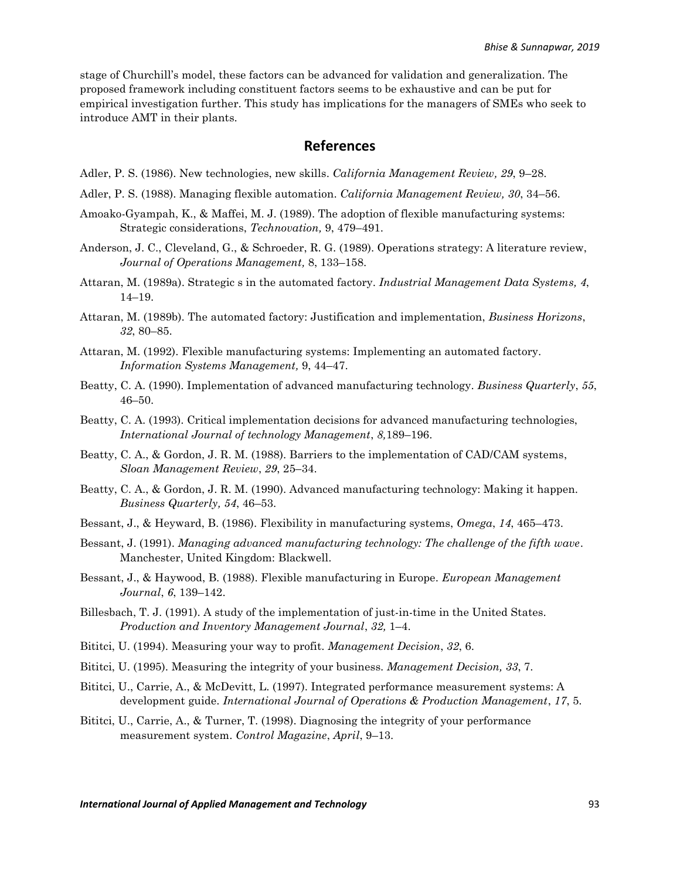stage of Churchill's model, these factors can be advanced for validation and generalization. The proposed framework including constituent factors seems to be exhaustive and can be put for empirical investigation further. This study has implications for the managers of SMEs who seek to introduce AMT in their plants.

## References

Adler, P. S. (1986). New technologies, new skills. *California Management Review, 29*, 9–28.

Adler, P. S. (1988). Managing flexible automation. *California Management Review, 30*, 34–56.

Amoako-Gyampah, K., & Maffei, M. J. (1989). The adoption of flexible manufacturing systems: Strategic considerations, *Technovation,* 9, 479–491.

Anderson, J. C., Cleveland, G., & Schroeder, R. G. (1989). Operations strategy: A literature review, *Journal of Operations Management,* 8, 133–158.

Attaran, M. (1989a). Strategic s in the automated factory. *Industrial Management Data Systems, 4*, 14–19.

Attaran, M. (1989b). The automated factory: Justification and implementation, *Business Horizons*, *32*, 80–85.

Attaran, M. (1992). Flexible manufacturing systems: Implementing an automated factory. *Information Systems Management,* 9, 44–47.

Beatty, C. A. (1990). Implementation of advanced manufacturing technology. *Business Quarterly*, *55*, 46–50.

Beatty, C. A. (1993). Critical implementation decisions for advanced manufacturing technologies, *International Journal of technology Management*, *8,*189–196.

Beatty, C. A., & Gordon, J. R. M. (1988). Barriers to the implementation of CAD/CAM systems, *Sloan Management Review*, *29*, 25–34.

Beatty, C. A., & Gordon, J. R. M. (1990). Advanced manufacturing technology: Making it happen. *Business Quarterly, 54*, 46–53.

Bessant, J., & Heyward, B. (1986). Flexibility in manufacturing systems, *Omega*, *14*, 465–473.

Bessant, J. (1991). *Managing advanced manufacturing technology: The challenge of the fifth wave*. Manchester, United Kingdom: Blackwell.

Bessant, J., & Haywood, B. (1988). Flexible manufacturing in Europe. *European Management Journal*, *6*, 139–142.

Billesbach, T. J. (1991). A study of the implementation of just-in-time in the United States. *Production and Inventory Management Journal*, *32,* 1–4.

Bititci, U. (1994). Measuring your way to profit. *Management Decision*, *32*, 6.

Bititci, U. (1995). Measuring the integrity of your business. *Management Decision, 33*, 7.

Bititci, U., Carrie, A., & McDevitt, L. (1997). Integrated performance measurement systems: A development guide. *International Journal of Operations & Production Management*, *17*, 5.

Bititci, U., Carrie, A., & Turner, T. (1998). Diagnosing the integrity of your performance measurement system. *Control Magazine*, *April*, 9–13.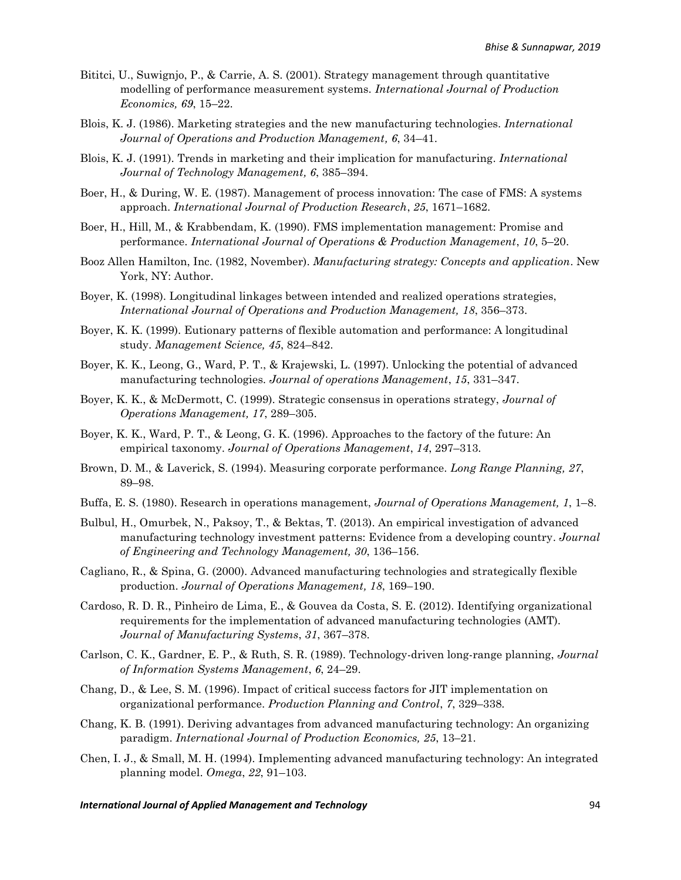Bititci, U., Suwignjo, P., & Carrie, A. S. (2001). Strategy management through quantitative modelling of performance measurement systems. *International Journal of Production Economics, 69*, 15–22.

Blois, K. J. (1986). Marketing strategies and the new manufacturing technologies. *International Journal of Operations and Production Management, 6*, 34–41.

Blois, K. J. (1991). Trends in marketing and their implication for manufacturing. *International Journal of Technology Management, 6*, 385–394.

Boer, H., & During, W. E. (1987). Management of process innovation: The case of FMS: A systems approach. *International Journal of Production Research*, *25*, 1671–1682.

Boer, H., Hill, M., & Krabbendam, K. (1990). FMS implementation management: Promise and performance. *International Journal of Operations & Production Management*, *10*, 5–20.

Booz Allen Hamilton, Inc. (1982, November). *Manufacturing strategy: Concepts and application*. New York, NY: Author.

Boyer, K. (1998). Longitudinal linkages between intended and realized operations strategies, *International Journal of Operations and Production Management, 18*, 356–373.

Boyer, K. K. (1999). Eutionary patterns of flexible automation and performance: A longitudinal study. *Management Science, 45*, 824–842.

Boyer, K. K., Leong, G., Ward, P. T., & Krajewski, L. (1997). Unlocking the potential of advanced manufacturing technologies. *Journal of operations Management*, *15*, 331–347.

Boyer, K. K., & McDermott, C. (1999). Strategic consensus in operations strategy, *Journal of Operations Management, 17*, 289–305.

Boyer, K. K., Ward, P. T., & Leong, G. K. (1996). Approaches to the factory of the future: An empirical taxonomy. *Journal of Operations Management*, *14*, 297–313.

Brown, D. M., & Laverick, S. (1994). Measuring corporate performance. *Long Range Planning, 27*, 89–98.

Buffa, E. S. (1980). Research in operations management, *Journal of Operations Management, 1*, 1–8.

Bulbul, H., Omurbek, N., Paksoy, T., & Bektas, T. (2013). An empirical investigation of advanced manufacturing technology investment patterns: Evidence from a developing country. *Journal of Engineering and Technology Management, 30*, 136–156.

Cagliano, R., & Spina, G. (2000). Advanced manufacturing technologies and strategically flexible production. *Journal of Operations Management, 18*, 169–190.

Cardoso, R. D. R., Pinheiro de Lima, E., & Gouvea da Costa, S. E. (2012). Identifying organizational requirements for the implementation of advanced manufacturing technologies (AMT). *Journal of Manufacturing Systems*, *31*, 367–378.

Carlson, C. K., Gardner, E. P., & Ruth, S. R. (1989). Technology-driven long-range planning, *Journal of Information Systems Management*, *6*, 24–29.

Chang, D., & Lee, S. M. (1996). Impact of critical success factors for JIT implementation on organizational performance. *Production Planning and Control*, *7*, 329–338.

Chang, K. B. (1991). Deriving advantages from advanced manufacturing technology: An organizing paradigm. *International Journal of Production Economics, 25*, 13–21.

Chen, I. J., & Small, M. H. (1994). Implementing advanced manufacturing technology: An integrated planning model. *Omega*, *22*, 91–103.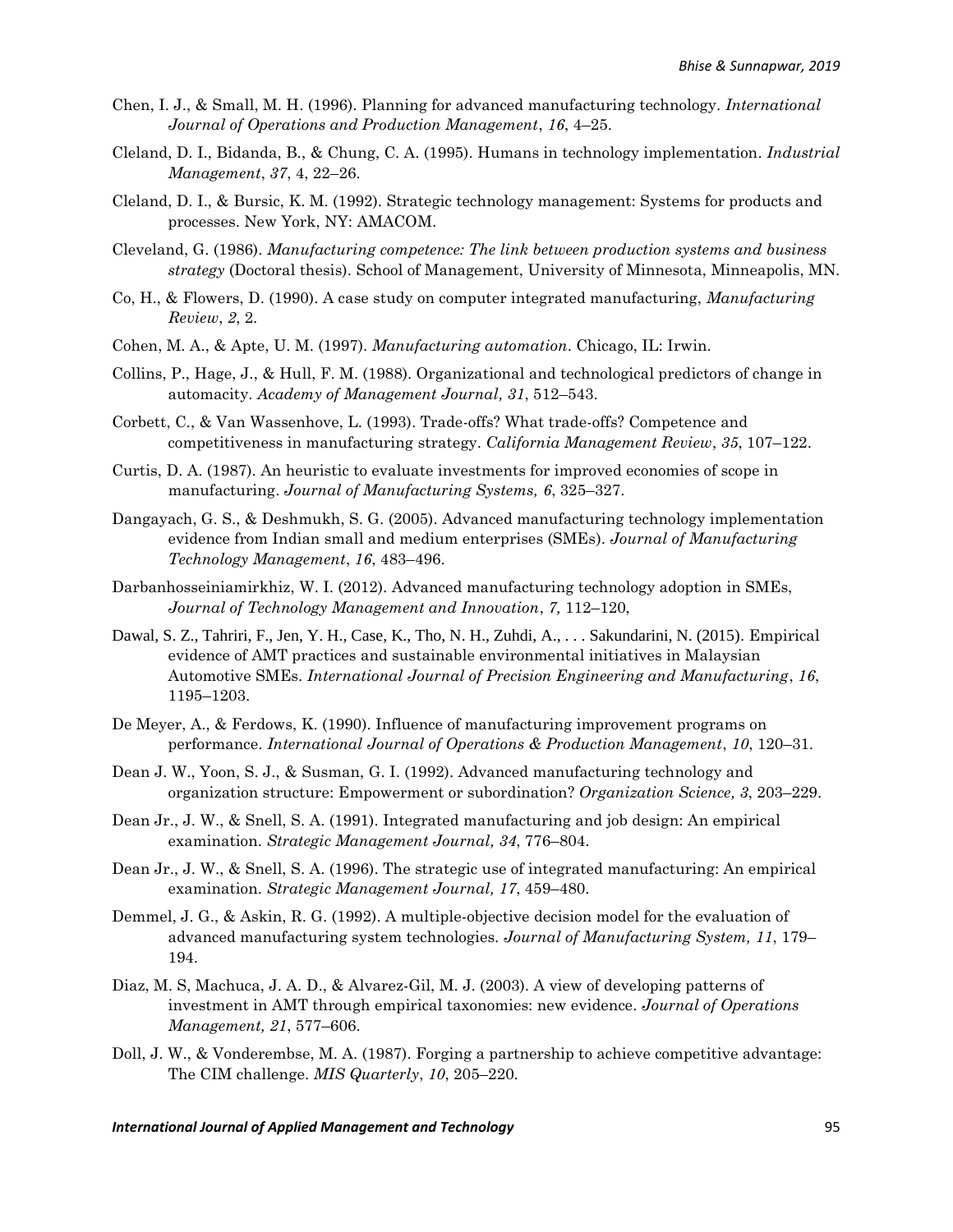Chen, I. J., & Small, M. H. (1996). Planning for advanced manufacturing technology. *International Journal of Operations and Production Management*, *16*, 4–25.

Cleland, D. I., Bidanda, B., & Chung, C. A. (1995). Humans in technology implementation. *Industrial Management*, *37*, 4, 22–26.

Cleland, D. I., & Bursic, K. M. (1992). Strategic technology management: Systems for products and processes. New York, NY: AMACOM.

Cleveland, G. (1986). *Manufacturing competence: The link between production systems and business strategy* (Doctoral thesis). School of Management, University of Minnesota, Minneapolis, MN.

Co, H., & Flowers, D. (1990). A case study on computer integrated manufacturing, *Manufacturing Review*, *2*, 2.

Cohen, M. A., & Apte, U. M. (1997). *Manufacturing automation*. Chicago, IL: Irwin.

Collins, P., Hage, J., & Hull, F. M. (1988). Organizational and technological predictors of change in automacity. *Academy of Management Journal, 31*, 512–543.

Corbett, C., & Van Wassenhove, L. (1993). Trade-offs? What trade-offs? Competence and competitiveness in manufacturing strategy. *California Management Review*, *35*, 107–122.

Curtis, D. A. (1987). An heuristic to evaluate investments for improved economies of scope in manufacturing. *Journal of Manufacturing Systems, 6*, 325–327.

Dangayach, G. S., & Deshmukh, S. G. (2005). Advanced manufacturing technology implementation evidence from Indian small and medium enterprises (SMEs). *Journal of Manufacturing Technology Management*, *16*, 483–496.

Darbanhosseiniamirkhiz, W. I. (2012). Advanced manufacturing technology adoption in SMEs, *Journal of Technology Management and Innovation*, *7,* 112–120,

Dawal, S. Z., Tahriri, F., Jen, Y. H., Case, K., Tho, N. H., Zuhdi, A., . . . Sakundarini, N. (2015). Empirical evidence of AMT practices and sustainable environmental initiatives in Malaysian Automotive SMEs. *International Journal of Precision Engineering and Manufacturing*, *16*, 1195–1203.

De Meyer, A., & Ferdows, K. (1990). Influence of manufacturing improvement programs on performance. *International Journal of Operations & Production Management*, *10*, 120–31.

Dean J. W., Yoon, S. J., & Susman, G. I. (1992). Advanced manufacturing technology and organization structure: Empowerment or subordination? *Organization Science, 3*, 203–229.

Dean Jr., J. W., & Snell, S. A. (1991). Integrated manufacturing and job design: An empirical examination. *Strategic Management Journal, 34*, 776–804.

Dean Jr., J. W., & Snell, S. A. (1996). The strategic use of integrated manufacturing: An empirical examination. *Strategic Management Journal, 17*, 459–480.

Demmel, J. G., & Askin, R. G. (1992). A multiple-objective decision model for the evaluation of advanced manufacturing system technologies. *Journal of Manufacturing System, 11*, 179–194.

Diaz, M. S, Machuca, J. A. D., & Alvarez-Gil, M. J. (2003). A view of developing patterns of investment in AMT through empirical taxonomies: new evidence. *Journal of Operations Management, 21*, 577–606.

Doll, J. W., & Vonderembse, M. A. (1987). Forging a partnership to achieve competitive advantage: The CIM challenge. *MIS Quarterly*, *10*, 205–220.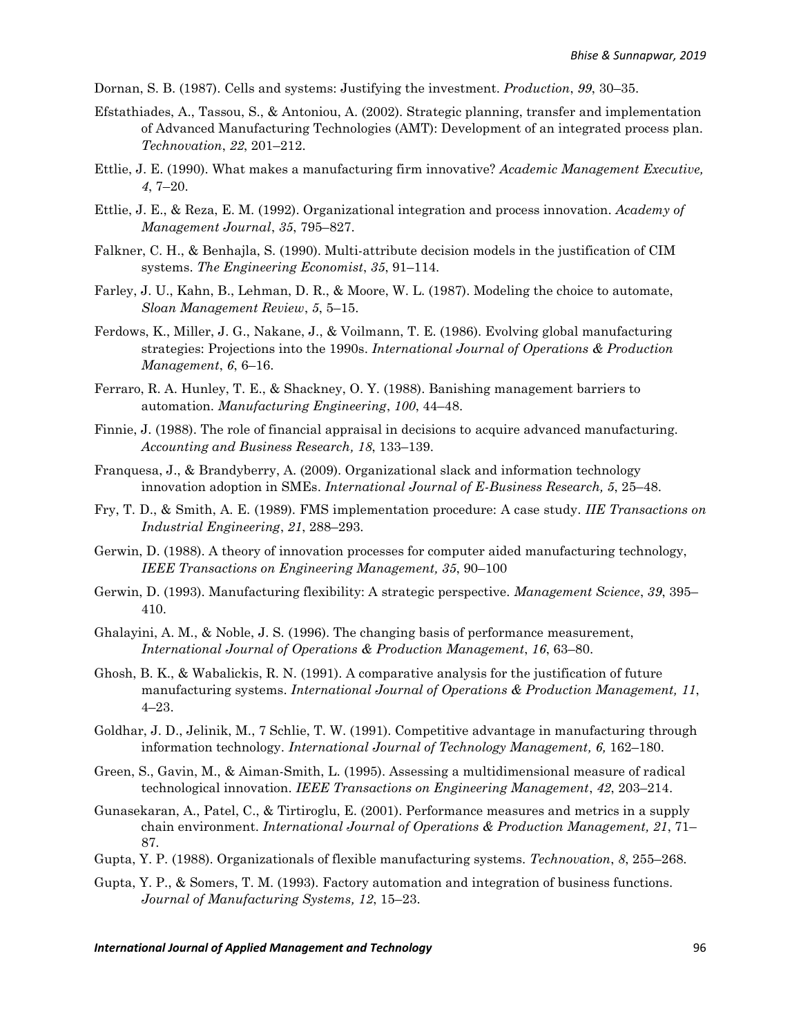Dornan, S. B. (1987). Cells and systems: Justifying the investment. *Production*, *99*, 30–35.

Efstathiades, A., Tassou, S., & Antoniou, A. (2002). Strategic planning, transfer and implementation of Advanced Manufacturing Technologies (AMT): Development of an integrated process plan. *Technovation*, *22*, 201–212.

Ettlie, J. E. (1990). What makes a manufacturing firm innovative? *Academic Management Executive, 4*, 7–20.

Ettlie, J. E., & Reza, E. M. (1992). Organizational integration and process innovation. *Academy of Management Journal*, *35*, 795–827.

Falkner, C. H., & Benhajla, S. (1990). Multi-attribute decision models in the justification of CIM systems. *The Engineering Economist*, *35*, 91–114.

Farley, J. U., Kahn, B., Lehman, D. R., & Moore, W. L. (1987). Modeling the choice to automate, *Sloan Management Review*, *5*, 5–15.

Ferdows, K., Miller, J. G., Nakane, J., & Voilmann, T. E. (1986). Evolving global manufacturing strategies: Projections into the 1990s. *International Journal of Operations & Production Management*, *6*, 6–16.

Ferraro, R. A. Hunley, T. E., & Shackney, O. Y. (1988). Banishing management barriers to automation. *Manufacturing Engineering*, *100*, 44–48.

Finnie, J. (1988). The role of financial appraisal in decisions to acquire advanced manufacturing. *Accounting and Business Research, 18*, 133–139.

Franquesa, J., & Brandyberry, A. (2009). Organizational slack and information technology innovation adoption in SMEs. *International Journal of E-Business Research, 5*, 25–48.

Fry, T. D., & Smith, A. E. (1989). FMS implementation procedure: A case study. *IIE Transactions on Industrial Engineering*, *21*, 288–293.

Gerwin, D. (1988). A theory of innovation processes for computer aided manufacturing technology, *IEEE Transactions on Engineering Management, 35*, 90–100

Gerwin, D. (1993). Manufacturing flexibility: A strategic perspective. *Management Science*, *39*, 395–410.

Ghalayini, A. M., & Noble, J. S. (1996). The changing basis of performance measurement, *International Journal of Operations & Production Management*, *16*, 63–80.

Ghosh, B. K., & Wabalickis, R. N. (1991). A comparative analysis for the justification of future manufacturing systems. *International Journal of Operations & Production Management, 11*, 4–23.

Goldhar, J. D., Jelinik, M., 7 Schlie, T. W. (1991). Competitive advantage in manufacturing through information technology. *International Journal of Technology Management, 6,* 162–180.

Green, S., Gavin, M., & Aiman-Smith, L. (1995). Assessing a multidimensional measure of radical technological innovation. *IEEE Transactions on Engineering Management*, *42*, 203–214.

Gunasekaran, A., Patel, C., & Tirtiroglu, E. (2001). Performance measures and metrics in a supply chain environment. *International Journal of Operations & Production Management, 21*, 71–87.

Gupta, Y. P. (1988). Organizationals of flexible manufacturing systems. *Technovation*, *8*, 255–268.

Gupta, Y. P., & Somers, T. M. (1993). Factory automation and integration of business functions. *Journal of Manufacturing Systems, 12*, 15–23.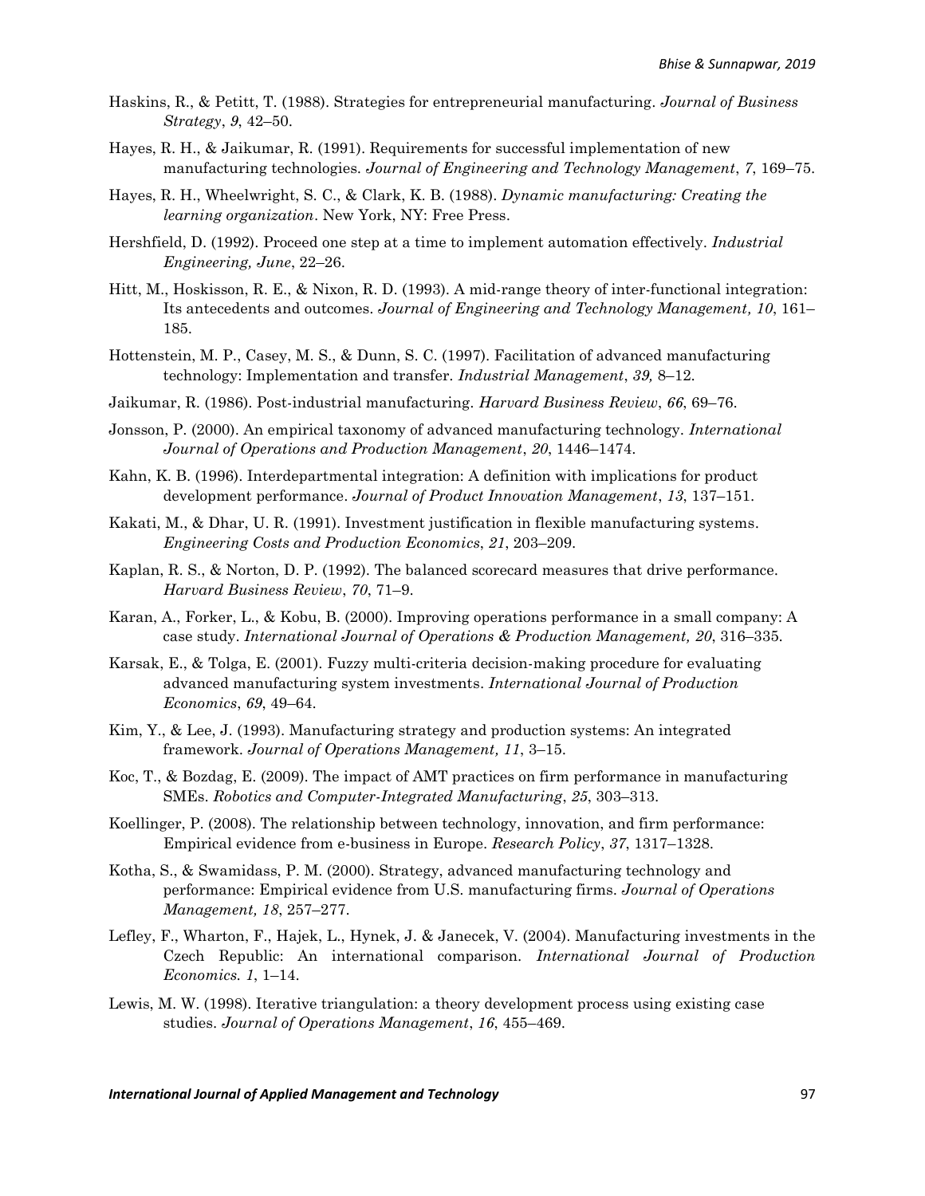Haskins, R., & Petitt, T. (1988). Strategies for entrepreneurial manufacturing. *Journal of Business Strategy*, *9*, 42–50.

Hayes, R. H., & Jaikumar, R. (1991). Requirements for successful implementation of new manufacturing technologies. *Journal of Engineering and Technology Management*, *7*, 169–75.

Hayes, R. H., Wheelwright, S. C., & Clark, K. B. (1988). *Dynamic manufacturing: Creating the learning organization*. New York, NY: Free Press.

Hershfield, D. (1992). Proceed one step at a time to implement automation effectively. *Industrial Engineering, June*, 22–26.

Hitt, M., Hoskisson, R. E., & Nixon, R. D. (1993). A mid-range theory of inter-functional integration: Its antecedents and outcomes. *Journal of Engineering and Technology Management, 10*, 161–185.

Hottenstein, M. P., Casey, M. S., & Dunn, S. C. (1997). Facilitation of advanced manufacturing technology: Implementation and transfer. *Industrial Management*, *39,* 8–12.

Jaikumar, R. (1986). Post-industrial manufacturing. *Harvard Business Review*, *66*, 69–76.

Jonsson, P. (2000). An empirical taxonomy of advanced manufacturing technology. *International Journal of Operations and Production Management*, *20*, 1446–1474.

Kahn, K. B. (1996). Interdepartmental integration: A definition with implications for product development performance. *Journal of Product Innovation Management*, *13*, 137–151.

Kakati, M., & Dhar, U. R. (1991). Investment justification in flexible manufacturing systems. *Engineering Costs and Production Economics*, *21*, 203–209.

Kaplan, R. S., & Norton, D. P. (1992). The balanced scorecard measures that drive performance. *Harvard Business Review*, *70*, 71–9.

Karan, A., Forker, L., & Kobu, B. (2000). Improving operations performance in a small company: A case study. *International Journal of Operations & Production Management, 20*, 316–335.

Karsak, E., & Tolga, E. (2001). Fuzzy multi-criteria decision-making procedure for evaluating advanced manufacturing system investments. *International Journal of Production Economics*, *69*, 49–64.

Kim, Y., & Lee, J. (1993). Manufacturing strategy and production systems: An integrated framework. *Journal of Operations Management, 11*, 3–15.

Koc, T., & Bozdag, E. (2009). The impact of AMT practices on firm performance in manufacturing SMEs. *Robotics and Computer-Integrated Manufacturing*, *25*, 303–313.

Koellinger, P. (2008). The relationship between technology, innovation, and firm performance: Empirical evidence from e-business in Europe. *Research Policy*, *37*, 1317–1328.

Kotha, S., & Swamidass, P. M. (2000). Strategy, advanced manufacturing technology and performance: Empirical evidence from U.S. manufacturing firms. *Journal of Operations Management, 18*, 257–277.

Lefley, F., Wharton, F., Hajek, L., Hynek, J. & Janecek, V. (2004). Manufacturing investments in the Czech Republic: An international comparison. *International Journal of Production Economics. 1*, 1–14.

Lewis, M. W. (1998). Iterative triangulation: a theory development process using existing case studies. *Journal of Operations Management*, *16*, 455–469.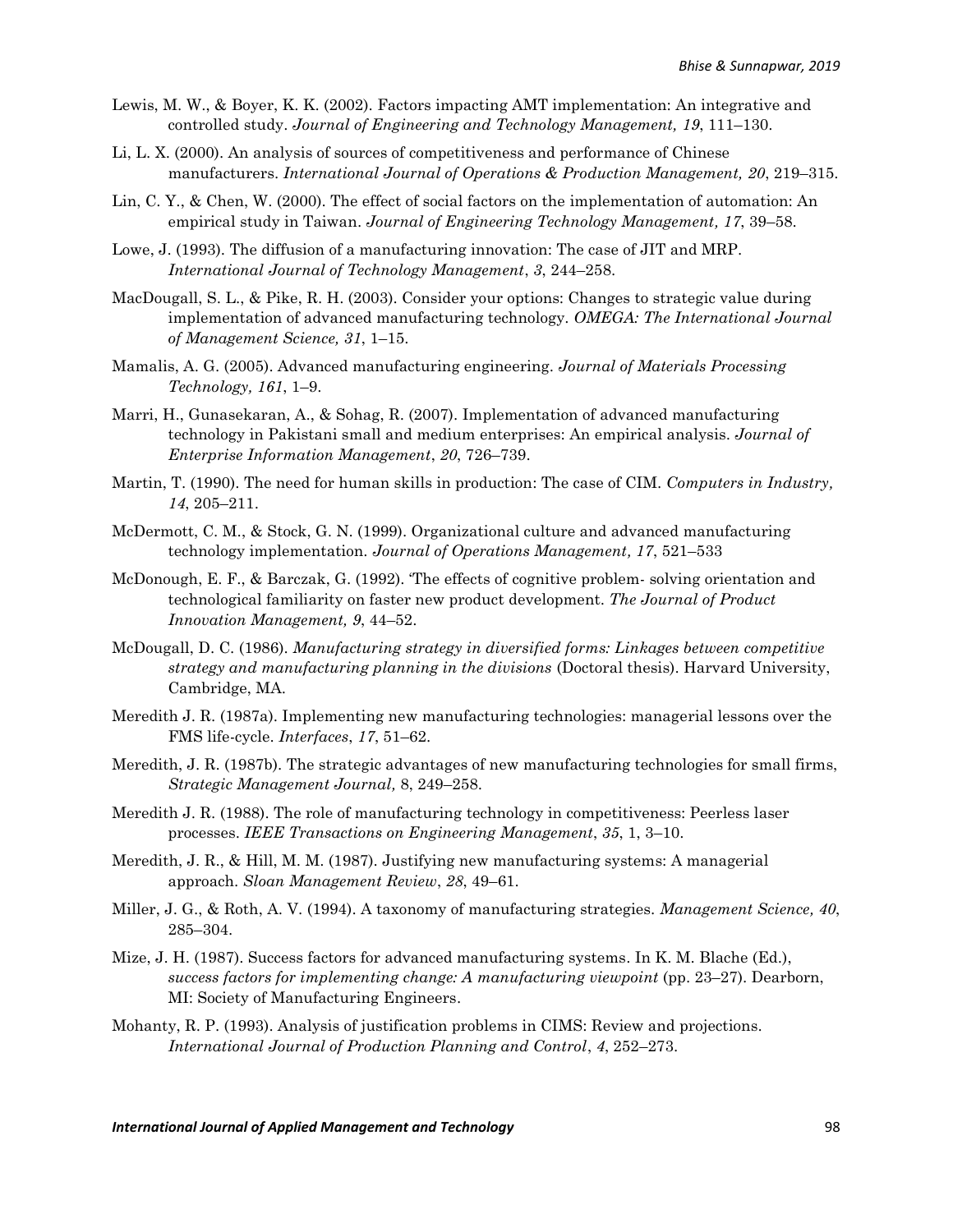Lewis, M. W., & Boyer, K. K. (2002). Factors impacting AMT implementation: An integrative and controlled study. *Journal of Engineering and Technology Management, 19*, 111–130.

Li, L. X. (2000). An analysis of sources of competitiveness and performance of Chinese manufacturers. *International Journal of Operations & Production Management, 20*, 219–315.

Lin, C. Y., & Chen, W. (2000). The effect of social factors on the implementation of automation: An empirical study in Taiwan. *Journal of Engineering Technology Management, 17*, 39–58.

Lowe, J. (1993). The diffusion of a manufacturing innovation: The case of JIT and MRP. *International Journal of Technology Management*, *3*, 244–258.

MacDougall, S. L., & Pike, R. H. (2003). Consider your options: Changes to strategic value during implementation of advanced manufacturing technology. *OMEGA: The International Journal of Management Science, 31*, 1–15.

Mamalis, A. G. (2005). Advanced manufacturing engineering. *Journal of Materials Processing Technology, 161*, 1–9.

Marri, H., Gunasekaran, A., & Sohag, R. (2007). Implementation of advanced manufacturing technology in Pakistani small and medium enterprises: An empirical analysis. *Journal of Enterprise Information Management*, *20*, 726–739.

Martin, T. (1990). The need for human skills in production: The case of CIM. *Computers in Industry, 14*, 205–211.

McDermott, C. M., & Stock, G. N. (1999). Organizational culture and advanced manufacturing technology implementation. *Journal of Operations Management, 17*, 521–533

McDonough, E. F., & Barczak, G. (1992). 'The effects of cognitive problem- solving orientation and technological familiarity on faster new product development. *The Journal of Product Innovation Management, 9*, 44–52.

McDougall, D. C. (1986). *Manufacturing strategy in diversified forms: Linkages between competitive strategy and manufacturing planning in the divisions* (Doctoral thesis). Harvard University, Cambridge, MA.

Meredith J. R. (1987a). Implementing new manufacturing technologies: managerial lessons over the FMS life-cycle. *Interfaces*, *17*, 51–62.

Meredith, J. R. (1987b). The strategic advantages of new manufacturing technologies for small firms, *Strategic Management Journal,* 8, 249–258.

Meredith J. R. (1988). The role of manufacturing technology in competitiveness: Peerless laser processes. *IEEE Transactions on Engineering Management*, *35*, 1, 3–10.

Meredith, J. R., & Hill, M. M. (1987). Justifying new manufacturing systems: A managerial approach. *Sloan Management Review*, *28*, 49–61.

Miller, J. G., & Roth, A. V. (1994). A taxonomy of manufacturing strategies. *Management Science, 40*, 285–304.

Mize, J. H. (1987). Success factors for advanced manufacturing systems. In K. M. Blache (Ed.), *success factors for implementing change: A manufacturing viewpoint* (pp. 23–27). Dearborn, MI: Society of Manufacturing Engineers.

Mohanty, R. P. (1993). Analysis of justification problems in CIMS: Review and projections. *International Journal of Production Planning and Control*, *4*, 252–273.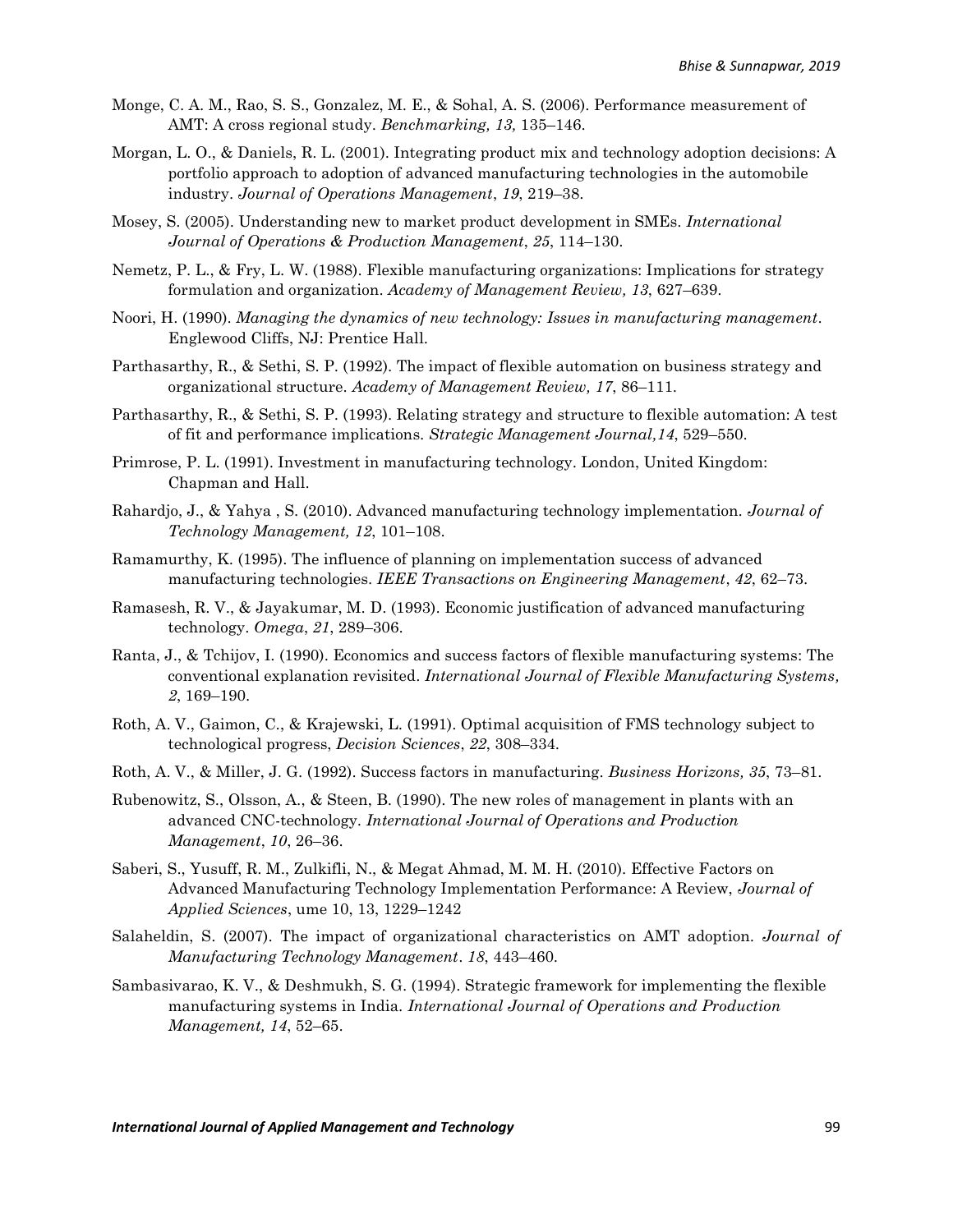Monge, C. A. M., Rao, S. S., Gonzalez, M. E., & Sohal, A. S. (2006). Performance measurement of AMT: A cross regional study. *Benchmarking, 13,* 135–146.

Morgan, L. O., & Daniels, R. L. (2001). Integrating product mix and technology adoption decisions: A portfolio approach to adoption of advanced manufacturing technologies in the automobile industry. *Journal of Operations Management*, *19*, 219–38.

Mosey, S. (2005). Understanding new to market product development in SMEs. *International Journal of Operations & Production Management*, *25*, 114–130.

Nemetz, P. L., & Fry, L. W. (1988). Flexible manufacturing organizations: Implications for strategy formulation and organization. *Academy of Management Review, 13*, 627–639.

Noori, H. (1990). *Managing the dynamics of new technology: Issues in manufacturing management*. Englewood Cliffs, NJ: Prentice Hall.

Parthasarthy, R., & Sethi, S. P. (1992). The impact of flexible automation on business strategy and organizational structure. *Academy of Management Review, 17*, 86–111.

Parthasarthy, R., & Sethi, S. P. (1993). Relating strategy and structure to flexible automation: A test of fit and performance implications. *Strategic Management Journal,14*, 529–550.

Primrose, P. L. (1991). Investment in manufacturing technology. London, United Kingdom: Chapman and Hall.

Rahardjo, J., & Yahya , S. (2010). Advanced manufacturing technology implementation. *Journal of Technology Management, 12*, 101–108.

Ramamurthy, K. (1995). The influence of planning on implementation success of advanced manufacturing technologies. *IEEE Transactions on Engineering Management*, *42*, 62–73.

Ramasesh, R. V., & Jayakumar, M. D. (1993). Economic justification of advanced manufacturing technology. *Omega*, *21*, 289–306.

Ranta, J., & Tchijov, I. (1990). Economics and success factors of flexible manufacturing systems: The conventional explanation revisited. *International Journal of Flexible Manufacturing Systems, 2*, 169–190.

Roth, A. V., Gaimon, C., & Krajewski, L. (1991). Optimal acquisition of FMS technology subject to technological progress, *Decision Sciences*, *22*, 308–334.

Roth, A. V., & Miller, J. G. (1992). Success factors in manufacturing. *Business Horizons, 35*, 73–81.

Rubenowitz, S., Olsson, A., & Steen, B. (1990). The new roles of management in plants with an advanced CNC-technology. *International Journal of Operations and Production Management*, *10*, 26–36.

Saberi, S., Yusuff, R. M., Zulkifli, N., & Megat Ahmad, M. M. H. (2010). Effective Factors on Advanced Manufacturing Technology Implementation Performance: A Review, *Journal of Applied Sciences*, ume 10, 13, 1229–1242

Salaheldin, S. (2007). The impact of organizational characteristics on AMT adoption. *Journal of Manufacturing Technology Management*. *18*, 443–460.

Sambasivarao, K. V., & Deshmukh, S. G. (1994). Strategic framework for implementing the flexible manufacturing systems in India. *International Journal of Operations and Production Management, 14*, 52–65.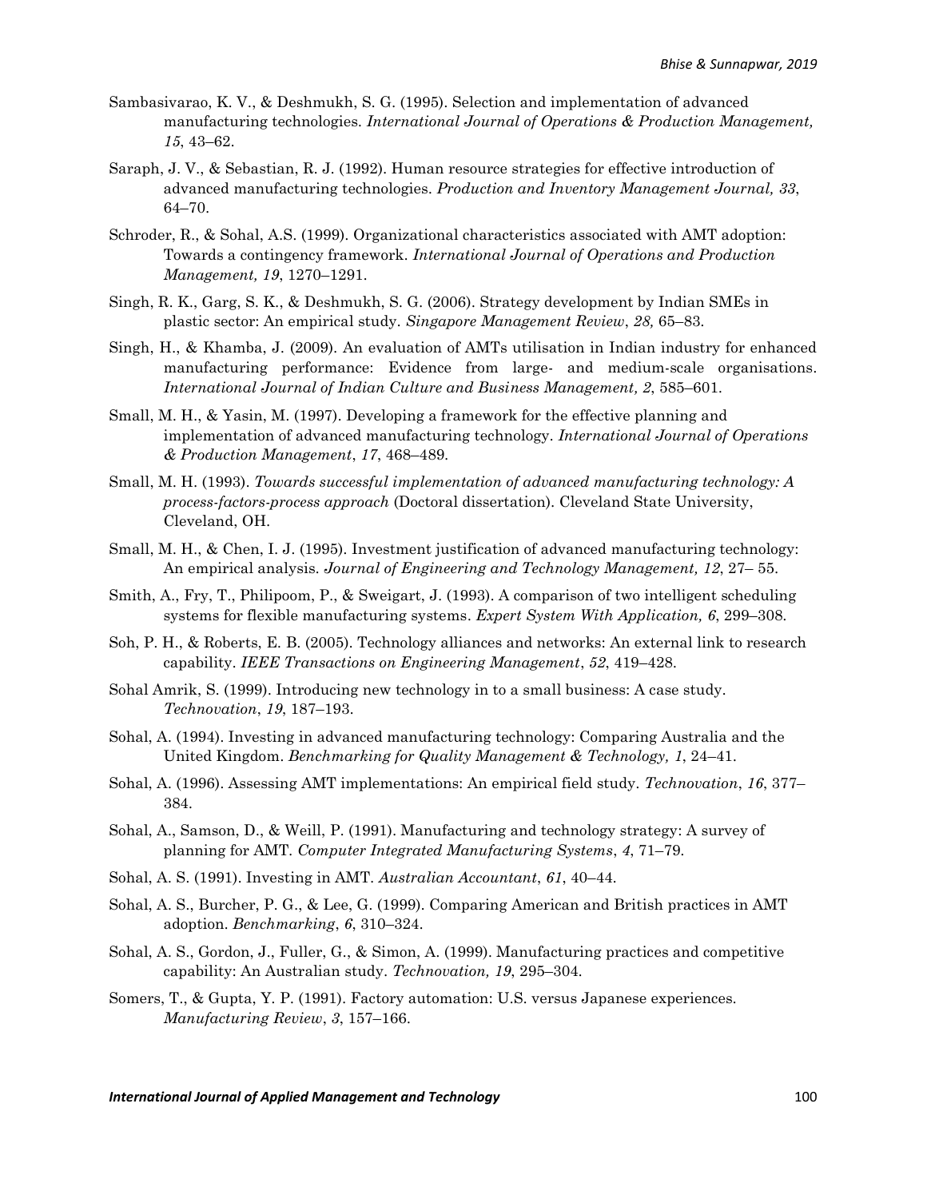Sambasivarao, K. V., & Deshmukh, S. G. (1995). Selection and implementation of advanced manufacturing technologies. *International Journal of Operations & Production Management, 15*, 43–62.

Saraph, J. V., & Sebastian, R. J. (1992). Human resource strategies for effective introduction of advanced manufacturing technologies. *Production and Inventory Management Journal, 33*, 64–70.

Schroder, R., & Sohal, A.S. (1999). Organizational characteristics associated with AMT adoption: Towards a contingency framework. *International Journal of Operations and Production Management, 19*, 1270–1291.

Singh, R. K., Garg, S. K., & Deshmukh, S. G. (2006). Strategy development by Indian SMEs in plastic sector: An empirical study. *Singapore Management Review*, *28,* 65–83.

Singh, H., & Khamba, J. (2009). An evaluation of AMTs utilisation in Indian industry for enhanced manufacturing performance: Evidence from large- and medium-scale organisations. *International Journal of Indian Culture and Business Management, 2*, 585–601.

Small, M. H., & Yasin, M. (1997). Developing a framework for the effective planning and implementation of advanced manufacturing technology. *International Journal of Operations & Production Management*, *17*, 468–489.

Small, M. H. (1993). *Towards successful implementation of advanced manufacturing technology: A process-factors-process approach* (Doctoral dissertation). Cleveland State University, Cleveland, OH.

Small, M. H., & Chen, I. J. (1995). Investment justification of advanced manufacturing technology: An empirical analysis. *Journal of Engineering and Technology Management, 12*, 27– 55.

Smith, A., Fry, T., Philipoom, P., & Sweigart, J. (1993). A comparison of two intelligent scheduling systems for flexible manufacturing systems. *Expert System With Application, 6*, 299–308.

Soh, P. H., & Roberts, E. B. (2005). Technology alliances and networks: An external link to research capability. *IEEE Transactions on Engineering Management*, *52*, 419–428.

Sohal Amrik, S. (1999). Introducing new technology in to a small business: A case study. *Technovation*, *19*, 187–193.

Sohal, A. (1994). Investing in advanced manufacturing technology: Comparing Australia and the United Kingdom. *Benchmarking for Quality Management & Technology, 1*, 24–41.

Sohal, A. (1996). Assessing AMT implementations: An empirical field study. *Technovation*, *16*, 377–384.

Sohal, A., Samson, D., & Weill, P. (1991). Manufacturing and technology strategy: A survey of planning for AMT. *Computer Integrated Manufacturing Systems*, *4*, 71–79.

Sohal, A. S. (1991). Investing in AMT. *Australian Accountant*, *61*, 40–44.

Sohal, A. S., Burcher, P. G., & Lee, G. (1999). Comparing American and British practices in AMT adoption. *Benchmarking*, *6*, 310–324.

Sohal, A. S., Gordon, J., Fuller, G., & Simon, A. (1999). Manufacturing practices and competitive capability: An Australian study. *Technovation, 19*, 295–304.

Somers, T., & Gupta, Y. P. (1991). Factory automation: U.S. versus Japanese experiences. *Manufacturing Review*, *3*, 157–166.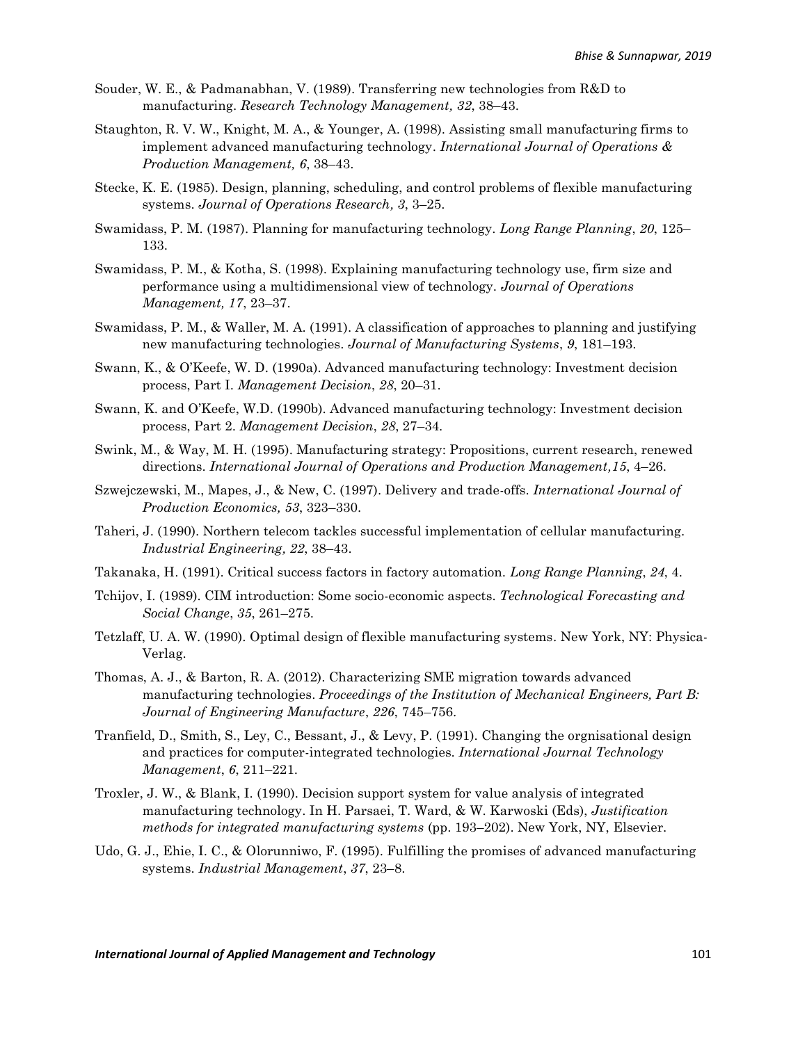Souder, W. E., & Padmanabhan, V. (1989). Transferring new technologies from R&D to manufacturing. *Research Technology Management, 32*, 38–43.

Staughton, R. V. W., Knight, M. A., & Younger, A. (1998). Assisting small manufacturing firms to implement advanced manufacturing technology. *International Journal of Operations & Production Management, 6*, 38–43.

Stecke, K. E. (1985). Design, planning, scheduling, and control problems of flexible manufacturing systems. *Journal of Operations Research, 3*, 3–25.

Swamidass, P. M. (1987). Planning for manufacturing technology. *Long Range Planning*, *20*, 125–133.

Swamidass, P. M., & Kotha, S. (1998). Explaining manufacturing technology use, firm size and performance using a multidimensional view of technology. *Journal of Operations Management, 17*, 23–37.

Swamidass, P. M., & Waller, M. A. (1991). A classification of approaches to planning and justifying new manufacturing technologies. *Journal of Manufacturing Systems*, *9*, 181–193.

Swann, K., & O'Keefe, W. D. (1990a). Advanced manufacturing technology: Investment decision process, Part I. *Management Decision*, *28*, 20–31.

Swann, K. and O'Keefe, W.D. (1990b). Advanced manufacturing technology: Investment decision process, Part 2. *Management Decision*, *28*, 27–34.

Swink, M., & Way, M. H. (1995). Manufacturing strategy: Propositions, current research, renewed directions. *International Journal of Operations and Production Management,15*, 4–26.

Szwejczewski, M., Mapes, J., & New, C. (1997). Delivery and trade-offs. *International Journal of Production Economics, 53*, 323–330.

Taheri, J. (1990). Northern telecom tackles successful implementation of cellular manufacturing. *Industrial Engineering, 22*, 38–43.

Takanaka, H. (1991). Critical success factors in factory automation. *Long Range Planning*, *24*, 4.

Tchijov, I. (1989). CIM introduction: Some socio-economic aspects. *Technological Forecasting and Social Change*, *35*, 261–275.

Tetzlaff, U. A. W. (1990). Optimal design of flexible manufacturing systems. New York, NY: Physica-Verlag.

Thomas, A. J., & Barton, R. A. (2012). Characterizing SME migration towards advanced manufacturing technologies. *Proceedings of the Institution of Mechanical Engineers, Part B: Journal of Engineering Manufacture*, *226*, 745–756.

Tranfield, D., Smith, S., Ley, C., Bessant, J., & Levy, P. (1991). Changing the orgnisational design and practices for computer-integrated technologies. *International Journal Technology Management*, *6*, 211–221.

Troxler, J. W., & Blank, I. (1990). Decision support system for value analysis of integrated manufacturing technology. In H. Parsaei, T. Ward, & W. Karwoski (Eds), *Justification methods for integrated manufacturing systems* (pp. 193–202). New York, NY, Elsevier.

Udo, G. J., Ehie, I. C., & Olorunniwo, F. (1995). Fulfilling the promises of advanced manufacturing systems. *Industrial Management*, *37*, 23–8.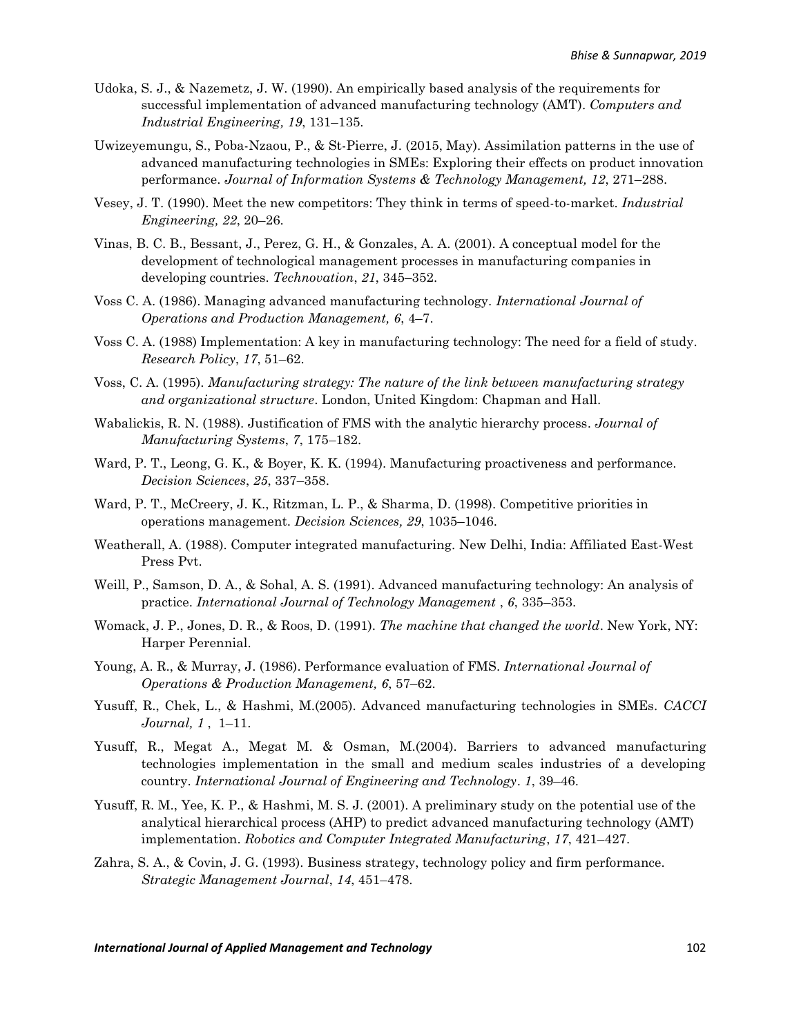Udoka, S. J., & Nazemetz, J. W. (1990). An empirically based analysis of the requirements for successful implementation of advanced manufacturing technology (AMT). *Computers and Industrial Engineering, 19*, 131–135.

Uwizeyemungu, S., Poba-Nzaou, P., & St-Pierre, J. (2015, May). Assimilation patterns in the use of advanced manufacturing technologies in SMEs: Exploring their effects on product innovation performance. *Journal of Information Systems & Technology Management, 12*, 271–288.

Vesey, J. T. (1990). Meet the new competitors: They think in terms of speed-to-market. *Industrial Engineering, 22*, 20–26.

Vinas, B. C. B., Bessant, J., Perez, G. H., & Gonzales, A. A. (2001). A conceptual model for the development of technological management processes in manufacturing companies in developing countries. *Technovation*, *21*, 345–352.

Voss C. A. (1986). Managing advanced manufacturing technology. *International Journal of Operations and Production Management, 6*, 4–7.

Voss C. A. (1988) Implementation: A key in manufacturing technology: The need for a field of study. *Research Policy*, *17*, 51–62.

Voss, C. A. (1995). *Manufacturing strategy: The nature of the link between manufacturing strategy and organizational structure*. London, United Kingdom: Chapman and Hall.

Wabalickis, R. N. (1988). Justification of FMS with the analytic hierarchy process. *Journal of Manufacturing Systems*, *7*, 175–182.

Ward, P. T., Leong, G. K., & Boyer, K. K. (1994). Manufacturing proactiveness and performance. *Decision Sciences*, *25*, 337–358.

Ward, P. T., McCreery, J. K., Ritzman, L. P., & Sharma, D. (1998). Competitive priorities in operations management. *Decision Sciences, 29*, 1035–1046.

Weatherall, A. (1988). Computer integrated manufacturing. New Delhi, India: Affiliated East-West Press Pvt.

Weill, P., Samson, D. A., & Sohal, A. S. (1991). Advanced manufacturing technology: An analysis of practice. *International Journal of Technology Management* , *6*, 335–353.

Womack, J. P., Jones, D. R., & Roos, D. (1991). *The machine that changed the world*. New York, NY: Harper Perennial.

Young, A. R., & Murray, J. (1986). Performance evaluation of FMS. *International Journal of Operations & Production Management, 6*, 57–62.

Yusuff, R., Chek, L., & Hashmi, M.(2005). Advanced manufacturing technologies in SMEs. *CACCI Journal, 1* , 1–11.

Yusuff, R., Megat A., Megat M. & Osman, M.(2004). Barriers to advanced manufacturing technologies implementation in the small and medium scales industries of a developing country. *International Journal of Engineering and Technology*. *1*, 39–46.

Yusuff, R. M., Yee, K. P., & Hashmi, M. S. J. (2001). A preliminary study on the potential use of the analytical hierarchical process (AHP) to predict advanced manufacturing technology (AMT) implementation. *Robotics and Computer Integrated Manufacturing*, *17*, 421–427.

Zahra, S. A., & Covin, J. G. (1993). Business strategy, technology policy and firm performance. *Strategic Management Journal*, *14*, 451–478.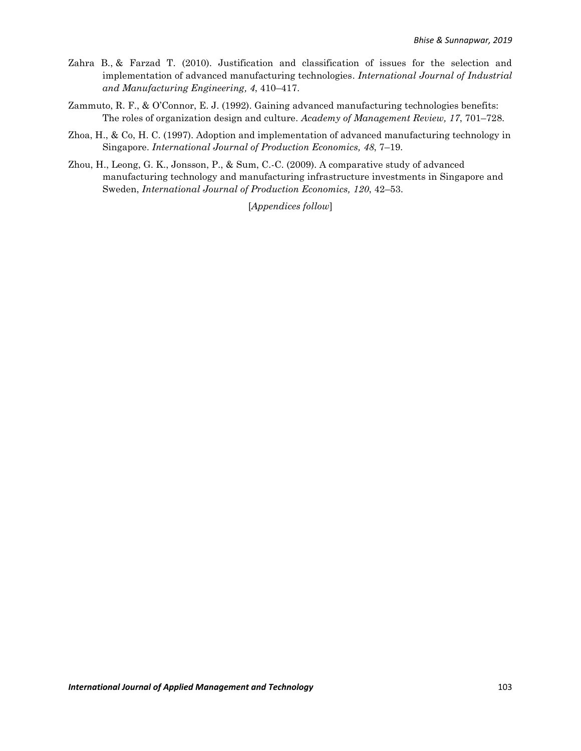Zahra B., & Farzad T. (2010). Justification and classification of issues for the selection and implementation of advanced manufacturing technologies. *International Journal of Industrial and Manufacturing Engineering, 4*, 410–417.

Zammuto, R. F., & O'Connor, E. J. (1992). Gaining advanced manufacturing technologies benefits: The roles of organization design and culture. *Academy of Management Review, 17*, 701–728.

Zhoa, H., & Co, H. C. (1997). Adoption and implementation of advanced manufacturing technology in Singapore. *International Journal of Production Economics, 48*, 7–19.

Zhou, H., Leong, G. K., Jonsson, P., & Sum, C.-C. (2009). A comparative study of advanced manufacturing technology and manufacturing infrastructure investments in Singapore and Sweden, *International Journal of Production Economics, 120*, 42–53.

[*Appendices follow*]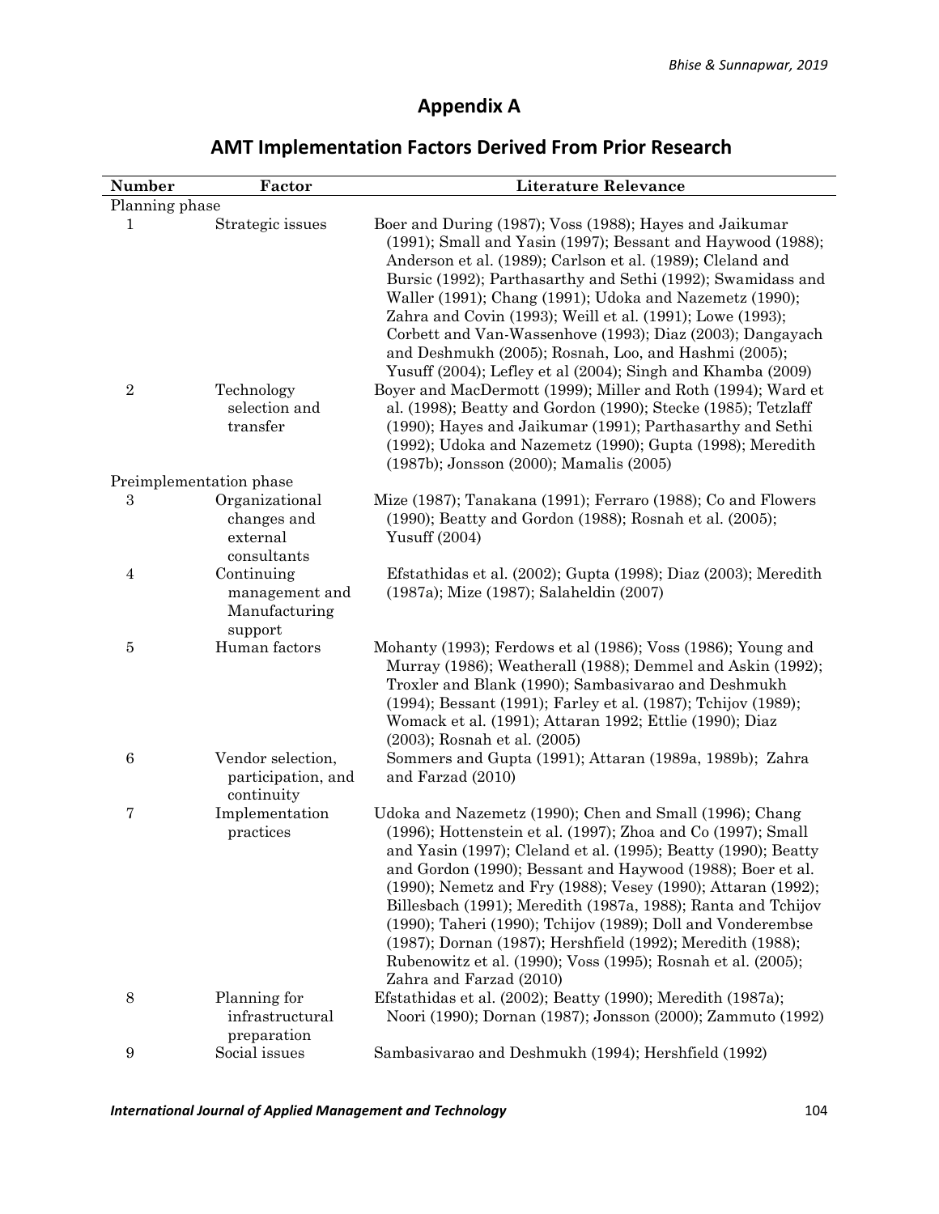# Appendix A

## AMT Implementation Factors Derived From Prior Research

| Number | Factor | Literature Relevance |
|---|---|---|
| Planning phase | | |
| 1 | Strategic issues | Boer and During (1987); Voss (1988); Hayes and Jaikumar (1991); Small and Yasin (1997); Bessant and Haywood (1988); Anderson et al. (1989); Carlson et al. (1989); Cleland and Bursic (1992); Parthasarthy and Sethi (1992); Swamidass and Waller (1991); Chang (1991); Udoka and Nazemetz (1990); Zahra and Covin (1993); Weill et al. (1991); Lowe (1993); Corbett and Van-Wassenhove (1993); Diaz (2003); Dangayach and Deshmukh (2005); Rosnah, Loo, and Hashmi (2005); Yusuff (2004); Lefley et al (2004); Singh and Khamba (2009) |
| 2 | Technology selection and transfer | Boyer and MacDermott (1999); Miller and Roth (1994); Ward et al. (1998); Beatty and Gordon (1990); Stecke (1985); Tetzlaff (1990); Hayes and Jaikumar (1991); Parthasarthy and Sethi (1992); Udoka and Nazemetz (1990); Gupta (1998); Meredith (1987b); Jonsson (2000); Mamalis (2005) |
| Preimplementation phase | | |
| 3 | Organizational changes and external consultants | Mize (1987); Tanakana (1991); Ferraro (1988); Co and Flowers (1990); Beatty and Gordon (1988); Rosnah et al. (2005); Yusuff (2004) |
| 4 | Continuing management and Manufacturing support | Efstathidas et al. (2002); Gupta (1998); Diaz (2003); Meredith (1987a); Mize (1987); Salaheldin (2007) |
| 5 | Human factors | Mohanty (1993); Ferdows et al (1986); Voss (1986); Young and Murray (1986); Weatherall (1988); Demmel and Askin (1992); Troxler and Blank (1990); Sambasivarao and Deshmukh (1994); Bessant (1991); Farley et al. (1987); Tchijov (1989); Womack et al. (1991); Attaran 1992; Ettlie (1990); Diaz (2003); Rosnah et al. (2005) |
| 6 | Vendor selection, participation, and continuity | Sommers and Gupta (1991); Attaran (1989a, 1989b); Zahra and Farzad (2010) |
| 7 | Implementation practices | Udoka and Nazemetz (1990); Chen and Small (1996); Chang (1996); Hottenstein et al. (1997); Zhoa and Co (1997); Small and Yasin (1997); Cleland et al. (1995); Beatty (1990); Beatty and Gordon (1990); Bessant and Haywood (1988); Boer et al. (1990); Nemetz and Fry (1988); Vesey (1990); Attaran (1992); Billesbach (1991); Meredith (1987a, 1988); Ranta and Tchijov (1990); Taheri (1990); Tchijov (1989); Doll and Vonderembse (1987); Dornan (1987); Hershfield (1992); Meredith (1988); Rubenowitz et al. (1990); Voss (1995); Rosnah et al. (2005); Zahra and Farzad (2010) |
| 8 | Planning for infrastructural preparation | Efstathidas et al. (2002); Beatty (1990); Meredith (1987a); Noori (1990); Dornan (1987); Jonsson (2000); Zammuto (1992) |
| 9 | Social issues | Sambasivarao and Deshmukh (1994); Hershfield (1992) |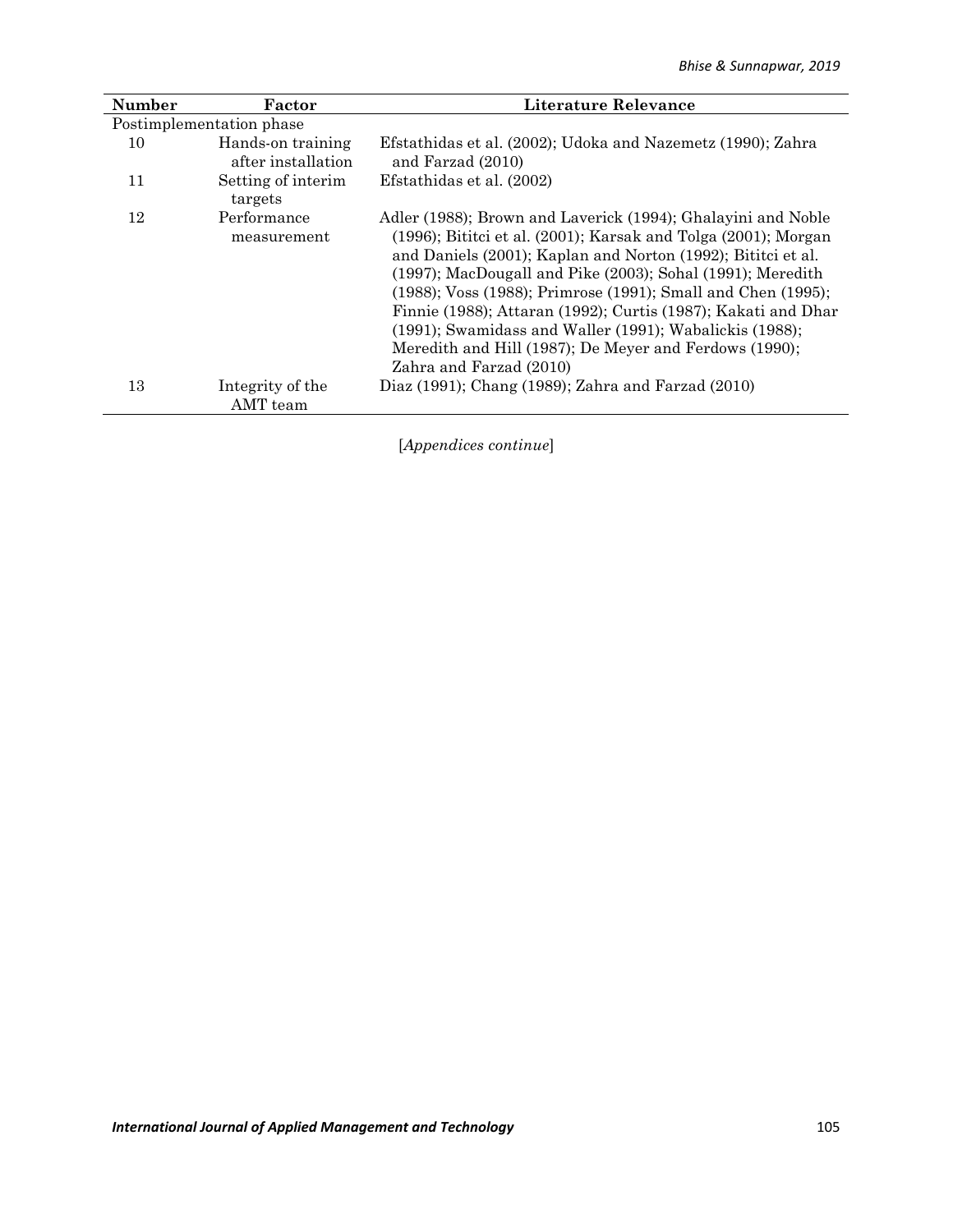| Number | Factor | Literature Relevance |
|---|---|---|
| Postimplementation phase | | |
| 10 | Hands-on training after installation | Efstathidas et al. (2002); Udoka and Nazemetz (1990); Zahra and Farzad (2010) |
| 11 | Setting of interim targets | Efstathidas et al. (2002) |
| 12 | Performance measurement | Adler (1988); Brown and Laverick (1994); Ghalayini and Noble (1996); Bititci et al. (2001); Karsak and Tolga (2001); Morgan and Daniels (2001); Kaplan and Norton (1992); Bititci et al. (1997); MacDougall and Pike (2003); Sohal (1991); Meredith (1988); Voss (1988); Primrose (1991); Small and Chen (1995); Finnie (1988); Attaran (1992); Curtis (1987); Kakati and Dhar (1991); Swamidass and Waller (1991); Wabalickis (1988); Meredith and Hill (1987); De Meyer and Ferdows (1990); Zahra and Farzad (2010) |
| 13 | Integrity of the AMT team | Diaz (1991); Chang (1989); Zahra and Farzad (2010) |

[*Appendices continue*]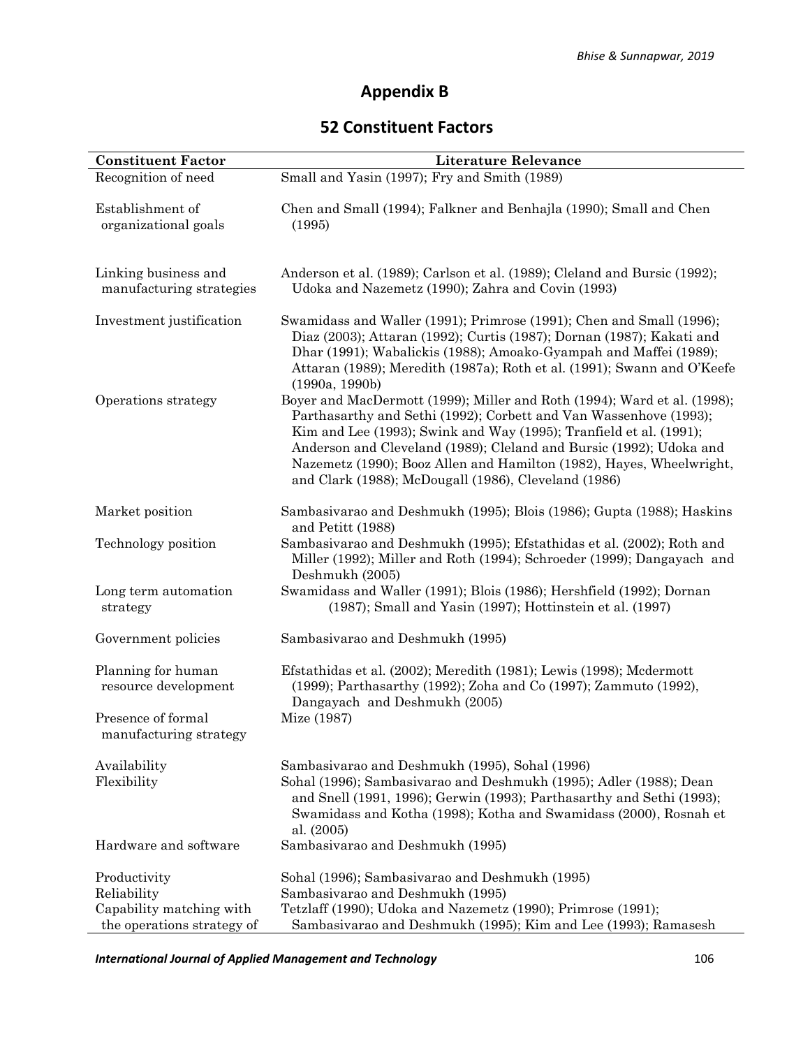# Appendix B

## 52 Constituent Factors

| Constituent Factor | Literature Relevance |
|---|---|
| Recognition of need | Small and Yasin (1997); Fry and Smith (1989) |
| Establishment of organizational goals | Chen and Small (1994); Falkner and Benhajla (1990); Small and Chen (1995) |
| Linking business and manufacturing strategies | Anderson et al. (1989); Carlson et al. (1989); Cleland and Bursic (1992); Udoka and Nazemetz (1990); Zahra and Covin (1993) |
| Investment justification | Swamidass and Waller (1991); Primrose (1991); Chen and Small (1996); Diaz (2003); Attaran (1992); Curtis (1987); Dornan (1987); Kakati and Dhar (1991); Wabalickis (1988); Amoako-Gyampah and Maffei (1989); Attaran (1989); Meredith (1987a); Roth et al. (1991); Swann and O'Keefe (1990a, 1990b) |
| Operations strategy | Boyer and MacDermott (1999); Miller and Roth (1994); Ward et al. (1998); Parthasarthy and Sethi (1992); Corbett and Van Wassenhove (1993); Kim and Lee (1993); Swink and Way (1995); Tranfield et al. (1991); Anderson and Cleveland (1989); Cleland and Bursic (1992); Udoka and Nazemetz (1990); Booz Allen and Hamilton (1982), Hayes, Wheelwright, and Clark (1988); McDougall (1986), Cleveland (1986) |
| Market position | Sambasivarao and Deshmukh (1995); Blois (1986); Gupta (1988); Haskins and Petitt (1988) |
| Technology position | Sambasivarao and Deshmukh (1995); Efstathidas et al. (2002); Roth and Miller (1992); Miller and Roth (1994); Schroeder (1999); Dangayach and Deshmukh (2005) |
| Long term automation strategy | Swamidass and Waller (1991); Blois (1986); Hershfield (1992); Dornan (1987); Small and Yasin (1997); Hottinstein et al. (1997) |
| Government policies | Sambasivarao and Deshmukh (1995) |
| Planning for human resource development | Efstathidas et al. (2002); Meredith (1981); Lewis (1998); Mcdermott (1999); Parthasarthy (1992); Zoha and Co (1997); Zammuto (1992), Dangayach and Deshmukh (2005) |
| Presence of formal manufacturing strategy | Mize (1987) |
| Availability | Sambasivarao and Deshmukh (1995), Sohal (1996) |
| Flexibility | Sohal (1996); Sambasivarao and Deshmukh (1995); Adler (1988); Dean and Snell (1991, 1996); Gerwin (1993); Parthasarthy and Sethi (1993); Swamidass and Kotha (1998); Kotha and Swamidass (2000), Rosnah et al. (2005) |
| Hardware and software | Sambasivarao and Deshmukh (1995) |
| Productivity | Sohal (1996); Sambasivarao and Deshmukh (1995) |
| Reliability | Sambasivarao and Deshmukh (1995) |
| Capability matching with the operations strategy of | Tetzlaff (1990); Udoka and Nazemetz (1990); Primrose (1991); Sambasivarao and Deshmukh (1995); Kim and Lee (1993); Ramasesh |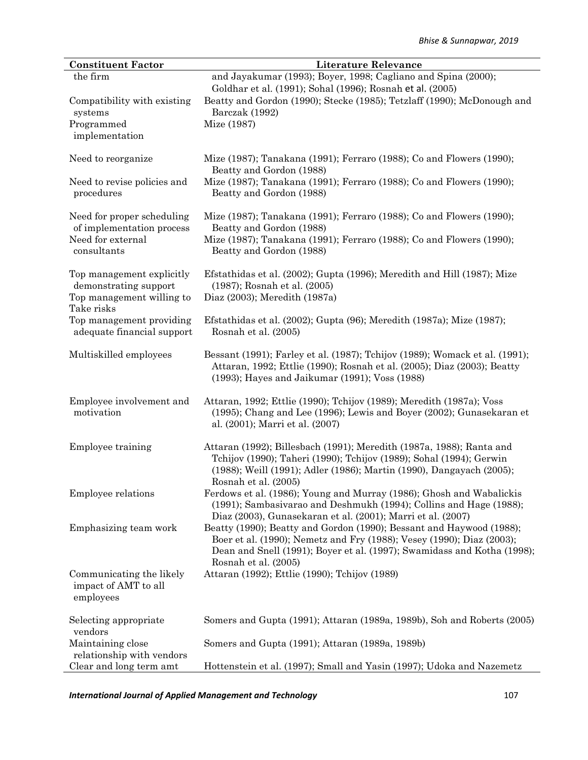| Constituent Factor | Literature Relevance |
| --- | --- |
| the firm | and Jayakumar (1993); Boyer, 1998; Cagliano and Spina (2000); Goldhar et al. (1991); Sohal (1996); Rosnah et al. (2005) |
| Compatibility with existing systems | Beatty and Gordon (1990); Stecke (1985); Tetzlaff (1990); McDonough and Barczak (1992) |
| Programmed implementation | Mize (1987) |
| Need to reorganize | Mize (1987); Tanakana (1991); Ferraro (1988); Co and Flowers (1990); Beatty and Gordon (1988) |
| Need to revise policies and procedures | Mize (1987); Tanakana (1991); Ferraro (1988); Co and Flowers (1990); Beatty and Gordon (1988) |
| Need for proper scheduling of implementation process | Mize (1987); Tanakana (1991); Ferraro (1988); Co and Flowers (1990); Beatty and Gordon (1988) |
| Need for external consultants | Mize (1987); Tanakana (1991); Ferraro (1988); Co and Flowers (1990); Beatty and Gordon (1988) |
| Top management explicitly demonstrating support | Efstathidas et al. (2002); Gupta (1996); Meredith and Hill (1987); Mize (1987); Rosnah et al. (2005) |
| Top management willing to Take risks | Diaz (2003); Meredith (1987a) |
| Top management providing adequate financial support | Efstathidas et al. (2002); Gupta (96); Meredith (1987a); Mize (1987); Rosnah et al. (2005) |
| Multiskilled employees | Bessant (1991); Farley et al. (1987); Tchijov (1989); Womack et al. (1991); Attaran, 1992; Ettlie (1990); Rosnah et al. (2005); Diaz (2003); Beatty (1993); Hayes and Jaikumar (1991); Voss (1988) |
| Employee involvement and motivation | Attaran, 1992; Ettlie (1990); Tchijov (1989); Meredith (1987a); Voss (1995); Chang and Lee (1996); Lewis and Boyer (2002); Gunasekaran et al. (2001); Marri et al. (2007) |
| Employee training | Attaran (1992); Billesbach (1991); Meredith (1987a, 1988); Ranta and Tchijov (1990); Taheri (1990); Tchijov (1989); Sohal (1994); Gerwin (1988); Weill (1991); Adler (1986); Martin (1990), Dangayach (2005); Rosnah et al. (2005) |
| Employee relations | Ferdows et al. (1986); Young and Murray (1986); Ghosh and Wabalickis (1991); Sambasivarao and Deshmukh (1994); Collins and Hage (1988); Diaz (2003), Gunasekaran et al. (2001); Marri et al. (2007) |
| Emphasizing team work | Beatty (1990); Beatty and Gordon (1990); Bessant and Haywood (1988); Boer et al. (1990); Nemetz and Fry (1988); Vesey (1990); Diaz (2003); Dean and Snell (1991); Boyer et al. (1997); Swamidass and Kotha (1998); Rosnah et al. (2005) |
| Communicating the likely impact of AMT to all employees | Attaran (1992); Ettlie (1990); Tchijov (1989) |
| Selecting appropriate vendors | Somers and Gupta (1991); Attaran (1989a, 1989b), Soh and Roberts (2005) |
| Maintaining close relationship with vendors | Somers and Gupta (1991); Attaran (1989a, 1989b) |
| Clear and long term amt | Hottenstein et al. (1997); Small and Yasin (1997); Udoka and Nazemetz |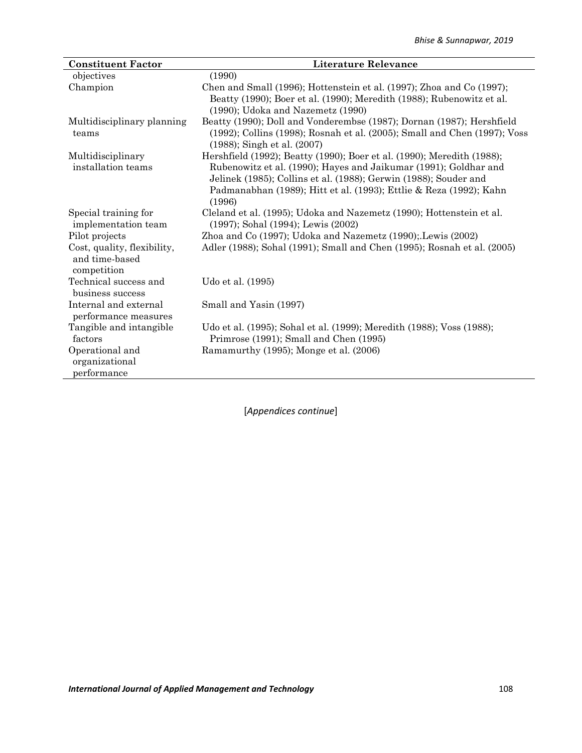| Constituent Factor | Literature Relevance |
|---|---|
| objectives | (1990) |
| Champion | Chen and Small (1996); Hottenstein et al. (1997); Zhoa and Co (1997); Beatty (1990); Boer et al. (1990); Meredith (1988); Rubenowitz et al. (1990); Udoka and Nazemetz (1990) |
| Multidisciplinary planning teams | Beatty (1990); Doll and Vonderembse (1987); Dornan (1987); Hershfield (1992); Collins (1998); Rosnah et al. (2005); Small and Chen (1997); Voss (1988); Singh et al. (2007) |
| Multidisciplinary installation teams | Hershfield (1992); Beatty (1990); Boer et al. (1990); Meredith (1988); Rubenowitz et al. (1990); Hayes and Jaikumar (1991); Goldhar and Jelinek (1985); Collins et al. (1988); Gerwin (1988); Souder and Padmanabhan (1989); Hitt et al. (1993); Ettlie & Reza (1992); Kahn (1996) |
| Special training for implementation team | Cleland et al. (1995); Udoka and Nazemetz (1990); Hottenstein et al. (1997); Sohal (1994); Lewis (2002) |
| Pilot projects | Zhoa and Co (1997); Udoka and Nazemetz (1990);.Lewis (2002) |
| Cost, quality, flexibility, and time-based competition | Adler (1988); Sohal (1991); Small and Chen (1995); Rosnah et al. (2005) |
| Technical success and business success | Udo et al. (1995) |
| Internal and external performance measures | Small and Yasin (1997) |
| Tangible and intangible factors | Udo et al. (1995); Sohal et al. (1999); Meredith (1988); Voss (1988); Primrose (1991); Small and Chen (1995) |
| Operational and organizational performance | Ramamurthy (1995); Monge et al. (2006) |

[*Appendices continue*]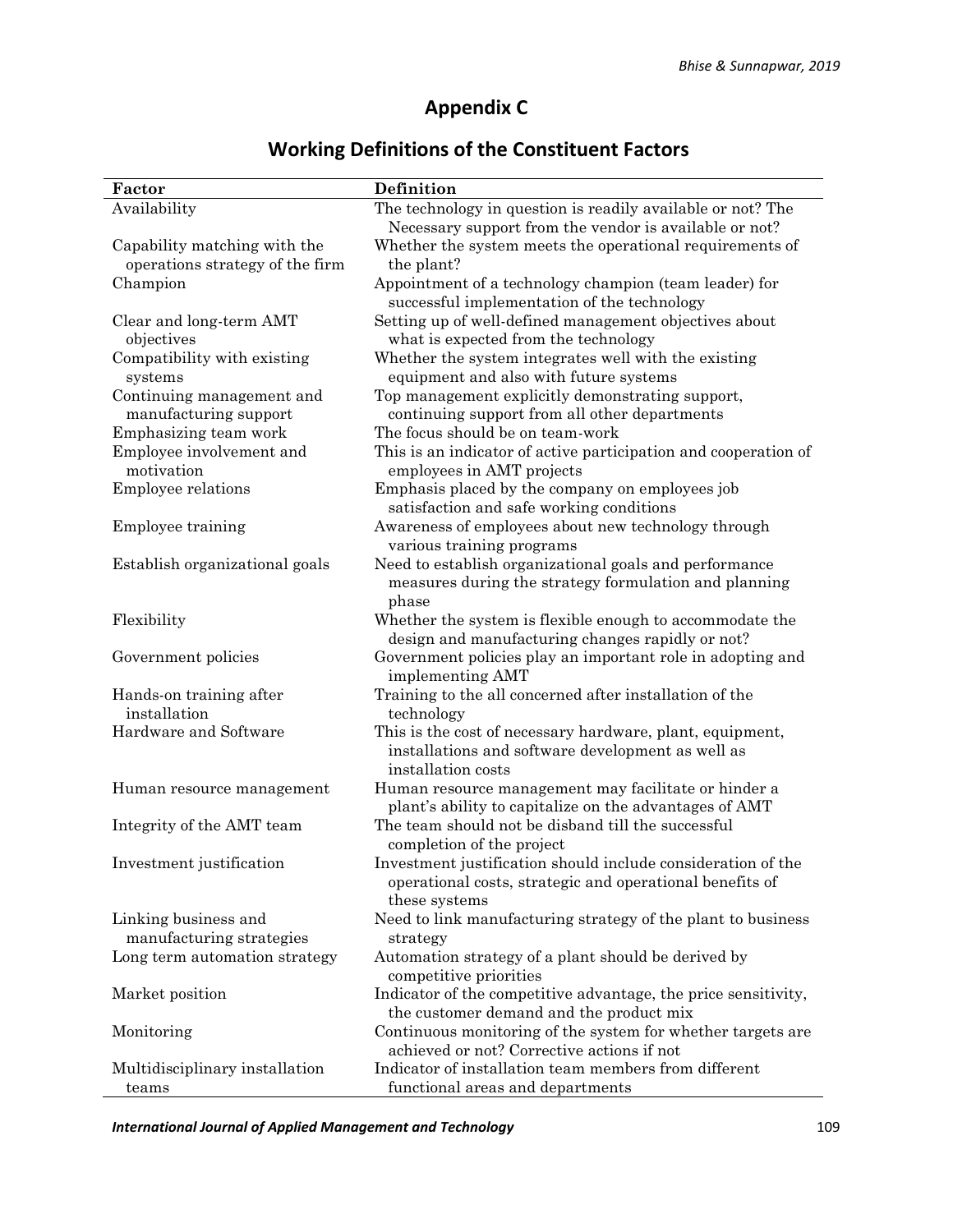# Appendix C

## Working Definitions of the Constituent Factors

| Factor | Definition |
|---|---|
| Availability | The technology in question is readily available or not? The Necessary support from the vendor is available or not? |
| Capability matching with the operations strategy of the firm | Whether the system meets the operational requirements of the plant? |
| Champion | Appointment of a technology champion (team leader) for successful implementation of the technology |
| Clear and long-term AMT objectives | Setting up of well-defined management objectives about what is expected from the technology |
| Compatibility with existing systems | Whether the system integrates well with the existing equipment and also with future systems |
| Continuing management and manufacturing support | Top management explicitly demonstrating support, continuing support from all other departments |
| Emphasizing team work | The focus should be on team-work |
| Employee involvement and motivation | This is an indicator of active participation and cooperation of employees in AMT projects |
| Employee relations | Emphasis placed by the company on employees job satisfaction and safe working conditions |
| Employee training | Awareness of employees about new technology through various training programs |
| Establish organizational goals | Need to establish organizational goals and performance measures during the strategy formulation and planning phase |
| Flexibility | Whether the system is flexible enough to accommodate the design and manufacturing changes rapidly or not? |
| Government policies | Government policies play an important role in adopting and implementing AMT |
| Hands-on training after installation | Training to the all concerned after installation of the technology |
| Hardware and Software | This is the cost of necessary hardware, plant, equipment, installations and software development as well as installation costs |
| Human resource management | Human resource management may facilitate or hinder a plant's ability to capitalize on the advantages of AMT |
| Integrity of the AMT team | The team should not be disband till the successful completion of the project |
| Investment justification | Investment justification should include consideration of the operational costs, strategic and operational benefits of these systems |
| Linking business and manufacturing strategies | Need to link manufacturing strategy of the plant to business strategy |
| Long term automation strategy | Automation strategy of a plant should be derived by competitive priorities |
| Market position | Indicator of the competitive advantage, the price sensitivity, the customer demand and the product mix |
| Monitoring | Continuous monitoring of the system for whether targets are achieved or not? Corrective actions if not |
| Multidisciplinary installation teams | Indicator of installation team members from different functional areas and departments |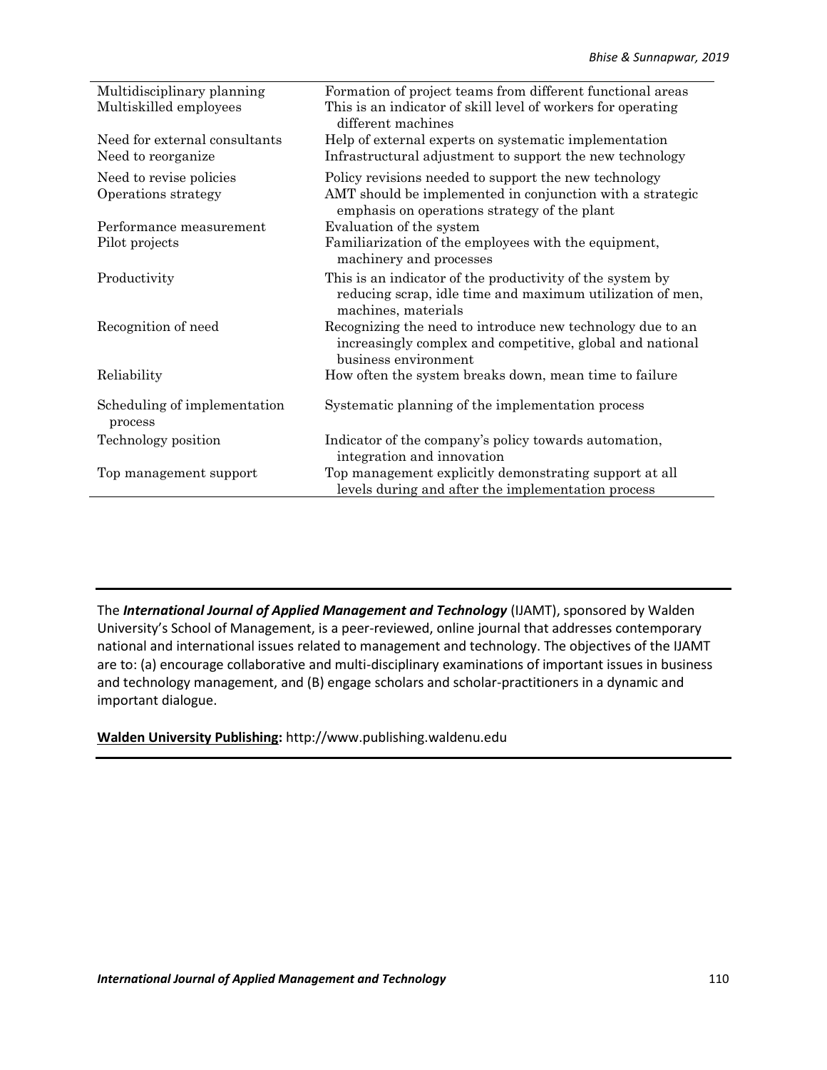| | |
|---|---|
| Multidisciplinary planning | Formation of project teams from different functional areas |
| Multiskilled employees | This is an indicator of skill level of workers for operating different machines |
| Need for external consultants | Help of external experts on systematic implementation |
| Need to reorganize | Infrastructural adjustment to support the new technology |
| Need to revise policies | Policy revisions needed to support the new technology |
| Operations strategy | AMT should be implemented in conjunction with a strategic emphasis on operations strategy of the plant |
| Performance measurement | Evaluation of the system |
| Pilot projects | Familiarization of the employees with the equipment, machinery and processes |
| Productivity | This is an indicator of the productivity of the system by reducing scrap, idle time and maximum utilization of men, machines, materials |
| Recognition of need | Recognizing the need to introduce new technology due to an increasingly complex and competitive, global and national business environment |
| Reliability | How often the system breaks down, mean time to failure |
| Scheduling of implementation process | Systematic planning of the implementation process |
| Technology position | Indicator of the company's policy towards automation, integration and innovation |
| Top management support | Top management explicitly demonstrating support at all levels during and after the implementation process |

The ***International Journal of Applied Management and Technology*** (IJAMT), sponsored by Walden University's School of Management, is a peer-reviewed, online journal that addresses contemporary national and international issues related to management and technology. The objectives of the IJAMT are to: (a) encourage collaborative and multi-disciplinary examinations of important issues in business and technology management, and (B) engage scholars and scholar-practitioners in a dynamic and important dialogue.

**Walden University Publishing:** http://www.publishing.waldenu.edu